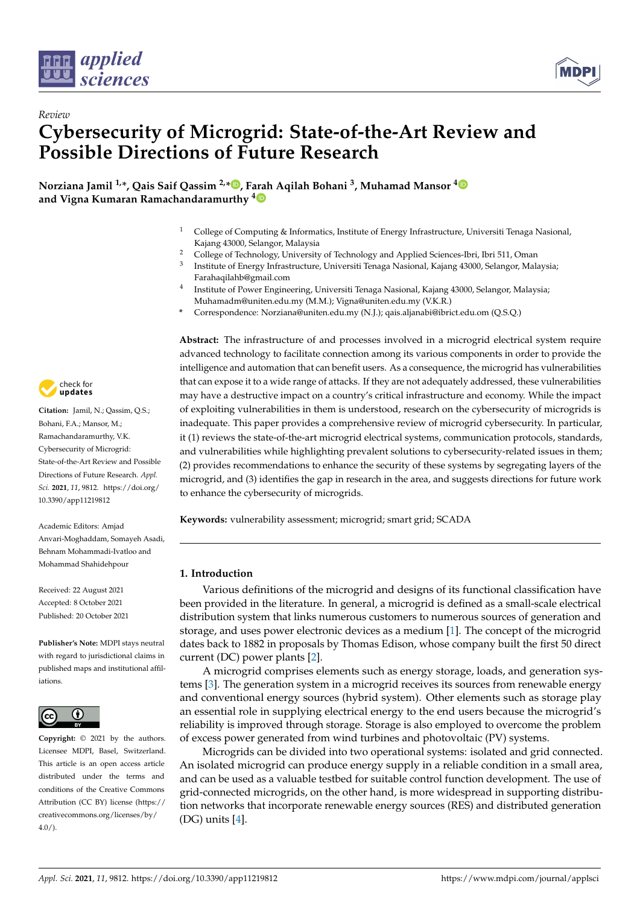*Review*

# Cybersecurity of Microgrid: State-of-the-Art Review and Possible Directions of Future Research

**Norziana Jamil [1,*], Qais Saif Qassim [2,*], Farah Aqilah Bohani [3], Muhamad Mansor [4] and Vigna Kumaran Ramachandaramurthy [4]**

[1] College of Computing & Informatics, Institute of Energy Infrastructure, Universiti Tenaga Nasional, Kajang 43000, Selangor, Malaysia
[2] College of Technology, University of Technology and Applied Sciences-Ibri, Ibri 511, Oman
[3] Institute of Energy Infrastructure, Universiti Tenaga Nasional, Kajang 43000, Selangor, Malaysia; Farahaqilahb@gmail.com
[4] Institute of Power Engineering, Universiti Tenaga Nasional, Kajang 43000, Selangor, Malaysia; Muhamadm@uniten.edu.my (M.M.); Vigna@uniten.edu.my (V.K.R.)
* Correspondence: Norziana@uniten.edu.my (N.J.); qais.aljanabi@ibrict.edu.om (Q.S.Q.)

**Citation:** Jamil, N.; Qassim, Q.S.; Bohani, F.A.; Mansor, M.; Ramachandaramurthy, V.K. Cybersecurity of Microgrid: State-of-the-Art Review and Possible Directions of Future Research. *Appl. Sci.* **2021**, *11*, 9812. https://doi.org/10.3390/app11219812

Academic Editors: Amjad Anvari-Moghaddam, Somayeh Asadi, Behnam Mohammadi-Ivatloo and Mohammad Shahidehpour

Received: 22 August 2021
Accepted: 8 October 2021
Published: 20 October 2021

**Publisher's Note:** MDPI stays neutral with regard to jurisdictional claims in published maps and institutional affiliations.

**Copyright:** © 2021 by the authors. Licensee MDPI, Basel, Switzerland. This article is an open access article distributed under the terms and conditions of the Creative Commons Attribution (CC BY) license (https://creativecommons.org/licenses/by/4.0/).

**Abstract:** The infrastructure of and processes involved in a microgrid electrical system require advanced technology to facilitate connection among its various components in order to provide the intelligence and automation that can benefit users. As a consequence, the microgrid has vulnerabilities that can expose it to a wide range of attacks. If they are not adequately addressed, these vulnerabilities may have a destructive impact on a country's critical infrastructure and economy. While the impact of exploiting vulnerabilities in them is understood, research on the cybersecurity of microgrids is inadequate. This paper provides a comprehensive review of microgrid cybersecurity. In particular, it (1) reviews the state-of-the-art microgrid electrical systems, communication protocols, standards, and vulnerabilities while highlighting prevalent solutions to cybersecurity-related issues in them; (2) provides recommendations to enhance the security of these systems by segregating layers of the microgrid, and (3) identifies the gap in research in the area, and suggests directions for future work to enhance the cybersecurity of microgrids.

**Keywords:** vulnerability assessment; microgrid; smart grid; SCADA

## 1. Introduction

Various definitions of the microgrid and designs of its functional classification have been provided in the literature. In general, a microgrid is defined as a small-scale electrical distribution system that links numerous customers to numerous sources of generation and storage, and uses power electronic devices as a medium [1]. The concept of the microgrid dates back to 1882 in proposals by Thomas Edison, whose company built the first 50 direct current (DC) power plants [2].

A microgrid comprises elements such as energy storage, loads, and generation systems [3]. The generation system in a microgrid receives its sources from renewable energy and conventional energy sources (hybrid system). Other elements such as storage play an essential role in supplying electrical energy to the end users because the microgrid's reliability is improved through storage. Storage is also employed to overcome the problem of excess power generated from wind turbines and photovoltaic (PV) systems.

Microgrids can be divided into two operational systems: isolated and grid connected. An isolated microgrid can produce energy supply in a reliable condition in a small area, and can be used as a valuable testbed for suitable control function development. The use of grid-connected microgrids, on the other hand, is more widespread in supporting distribution networks that incorporate renewable energy sources (RES) and distributed generation (DG) units [4].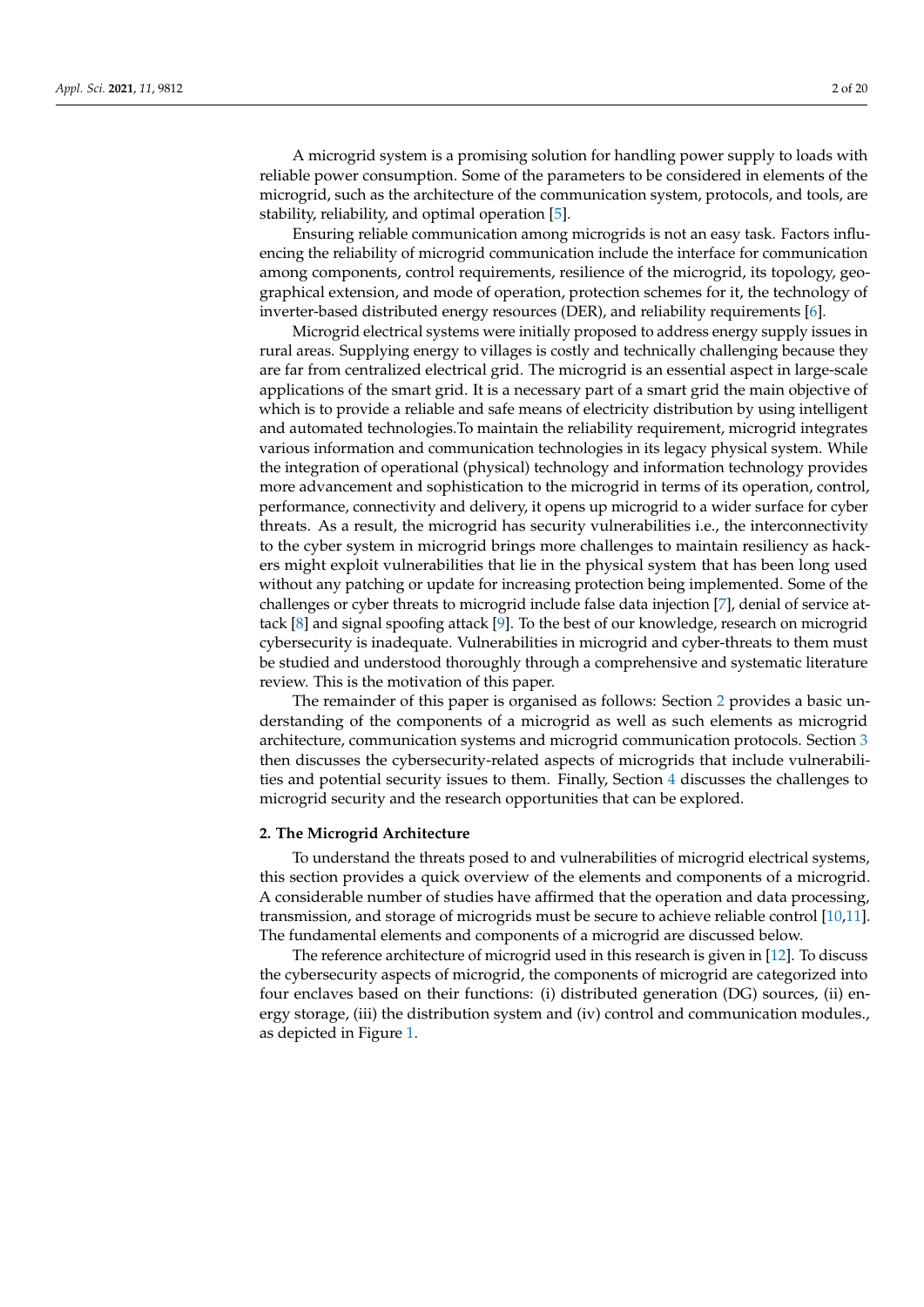A microgrid system is a promising solution for handling power supply to loads with reliable power consumption. Some of the parameters to be considered in elements of the microgrid, such as the architecture of the communication system, protocols, and tools, are stability, reliability, and optimal operation [5].

Ensuring reliable communication among microgrids is not an easy task. Factors influencing the reliability of microgrid communication include the interface for communication among components, control requirements, resilience of the microgrid, its topology, geographical extension, and mode of operation, protection schemes for it, the technology of inverter-based distributed energy resources (DER), and reliability requirements [6].

Microgrid electrical systems were initially proposed to address energy supply issues in rural areas. Supplying energy to villages is costly and technically challenging because they are far from centralized electrical grid. The microgrid is an essential aspect in large-scale applications of the smart grid. It is a necessary part of a smart grid the main objective of which is to provide a reliable and safe means of electricity distribution by using intelligent and automated technologies.To maintain the reliability requirement, microgrid integrates various information and communication technologies in its legacy physical system. While the integration of operational (physical) technology and information technology provides more advancement and sophistication to the microgrid in terms of its operation, control, performance, connectivity and delivery, it opens up microgrid to a wider surface for cyber threats. As a result, the microgrid has security vulnerabilities i.e., the interconnectivity to the cyber system in microgrid brings more challenges to maintain resiliency as hackers might exploit vulnerabilities that lie in the physical system that has been long used without any patching or update for increasing protection being implemented. Some of the challenges or cyber threats to microgrid include false data injection [7], denial of service attack [8] and signal spoofing attack [9]. To the best of our knowledge, research on microgrid cybersecurity is inadequate. Vulnerabilities in microgrid and cyber-threats to them must be studied and understood thoroughly through a comprehensive and systematic literature review. This is the motivation of this paper.

The remainder of this paper is organised as follows: Section 2 provides a basic understanding of the components of a microgrid as well as such elements as microgrid architecture, communication systems and microgrid communication protocols. Section 3 then discusses the cybersecurity-related aspects of microgrids that include vulnerabilities and potential security issues to them. Finally, Section 4 discusses the challenges to microgrid security and the research opportunities that can be explored.

## 2. The Microgrid Architecture

To understand the threats posed to and vulnerabilities of microgrid electrical systems, this section provides a quick overview of the elements and components of a microgrid. A considerable number of studies have affirmed that the operation and data processing, transmission, and storage of microgrids must be secure to achieve reliable control [10,11]. The fundamental elements and components of a microgrid are discussed below.

The reference architecture of microgrid used in this research is given in [12]. To discuss the cybersecurity aspects of microgrid, the components of microgrid are categorized into four enclaves based on their functions: (i) distributed generation (DG) sources, (ii) energy storage, (iii) the distribution system and (iv) control and communication modules., as depicted in Figure 1.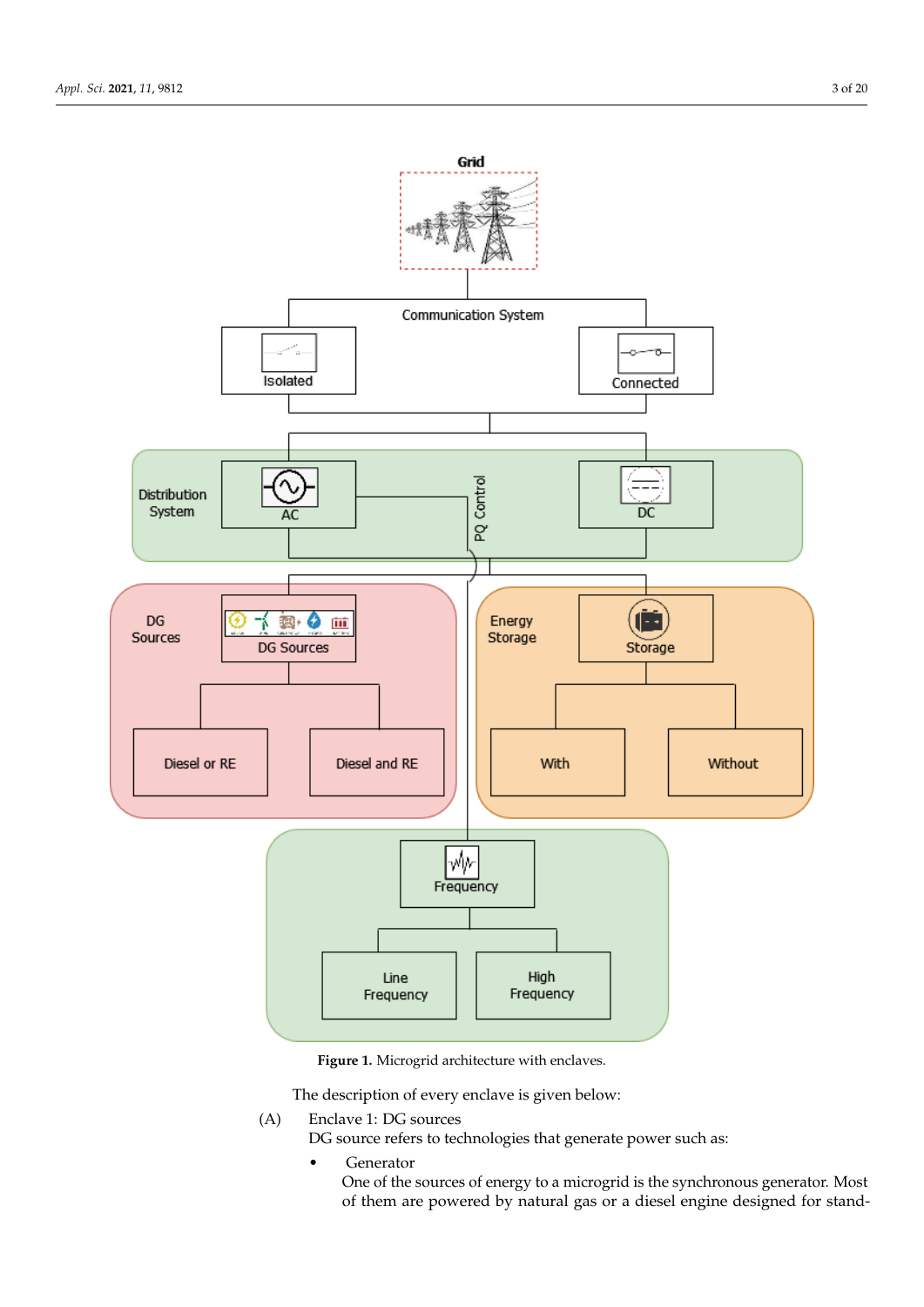Figure 1. Microgrid architecture with enclaves.

The description of every enclave is given below:

(A) Enclave 1: DG sources

DG source refers to technologies that generate power such as:

- Generator

  One of the sources of energy to a microgrid is the synchronous generator. Most of them are powered by natural gas or a diesel engine designed for stand-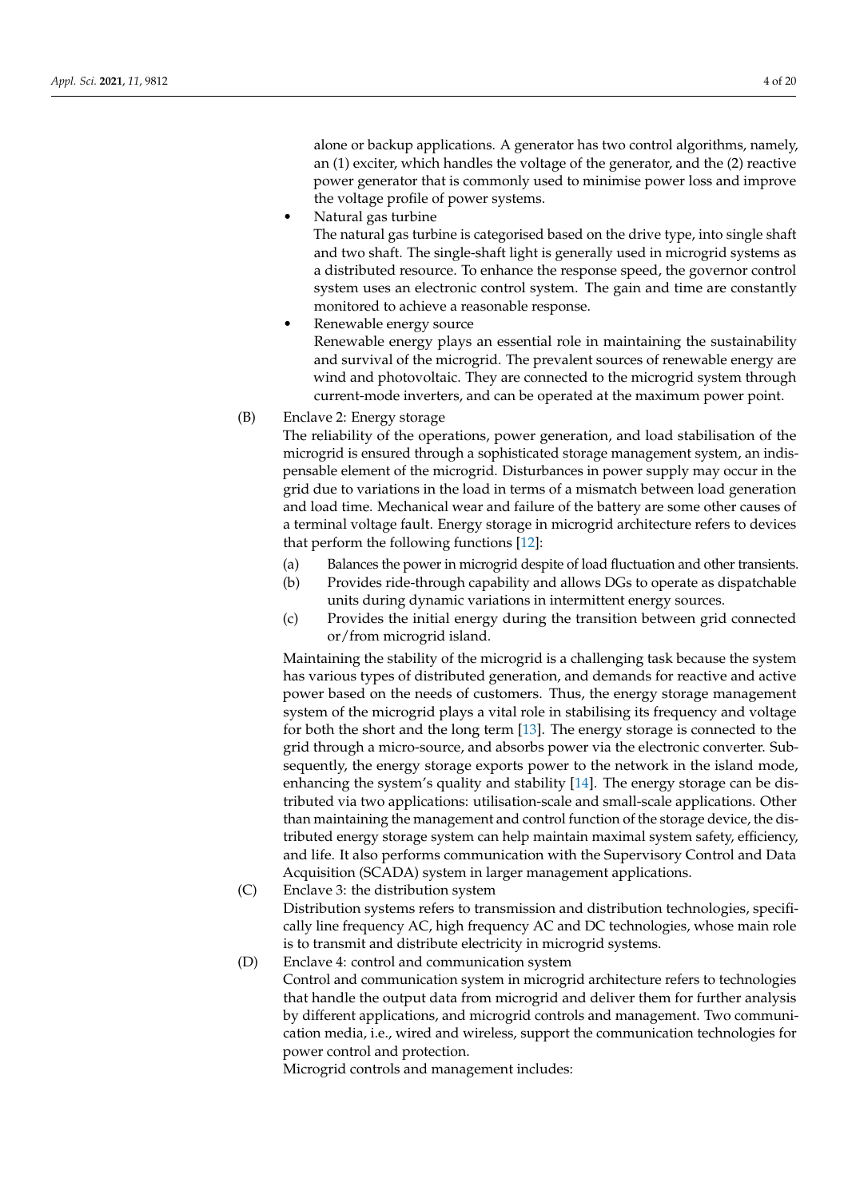alone or backup applications. A generator has two control algorithms, namely, an (1) exciter, which handles the voltage of the generator, and the (2) reactive power generator that is commonly used to minimise power loss and improve the voltage profile of power systems.

- Natural gas turbine
  The natural gas turbine is categorised based on the drive type, into single shaft and two shaft. The single-shaft light is generally used in microgrid systems as a distributed resource. To enhance the response speed, the governor control system uses an electronic control system. The gain and time are constantly monitored to achieve a reasonable response.
- Renewable energy source
  Renewable energy plays an essential role in maintaining the sustainability and survival of the microgrid. The prevalent sources of renewable energy are wind and photovoltaic. They are connected to the microgrid system through current-mode inverters, and can be operated at the maximum power point.

(B) Enclave 2: Energy storage
The reliability of the operations, power generation, and load stabilisation of the microgrid is ensured through a sophisticated storage management system, an indispensable element of the microgrid. Disturbances in power supply may occur in the grid due to variations in the load in terms of a mismatch between load generation and load time. Mechanical wear and failure of the battery are some other causes of a terminal voltage fault. Energy storage in microgrid architecture refers to devices that perform the following functions [12]:

(a) Balances the power in microgrid despite of load fluctuation and other transients.
(b) Provides ride-through capability and allows DGs to operate as dispatchable units during dynamic variations in intermittent energy sources.
(c) Provides the initial energy during the transition between grid connected or/from microgrid island.

Maintaining the stability of the microgrid is a challenging task because the system has various types of distributed generation, and demands for reactive and active power based on the needs of customers. Thus, the energy storage management system of the microgrid plays a vital role in stabilising its frequency and voltage for both the short and the long term [13]. The energy storage is connected to the grid through a micro-source, and absorbs power via the electronic converter. Subsequently, the energy storage exports power to the network in the island mode, enhancing the system's quality and stability [14]. The energy storage can be distributed via two applications: utilisation-scale and small-scale applications. Other than maintaining the management and control function of the storage device, the distributed energy storage system can help maintain maximal system safety, efficiency, and life. It also performs communication with the Supervisory Control and Data Acquisition (SCADA) system in larger management applications.

(C) Enclave 3: the distribution system
Distribution systems refers to transmission and distribution technologies, specifically line frequency AC, high frequency AC and DC technologies, whose main role is to transmit and distribute electricity in microgrid systems.

(D) Enclave 4: control and communication system
Control and communication system in microgrid architecture refers to technologies that handle the output data from microgrid and deliver them for further analysis by different applications, and microgrid controls and management. Two communication media, i.e., wired and wireless, support the communication technologies for power control and protection.
Microgrid controls and management includes: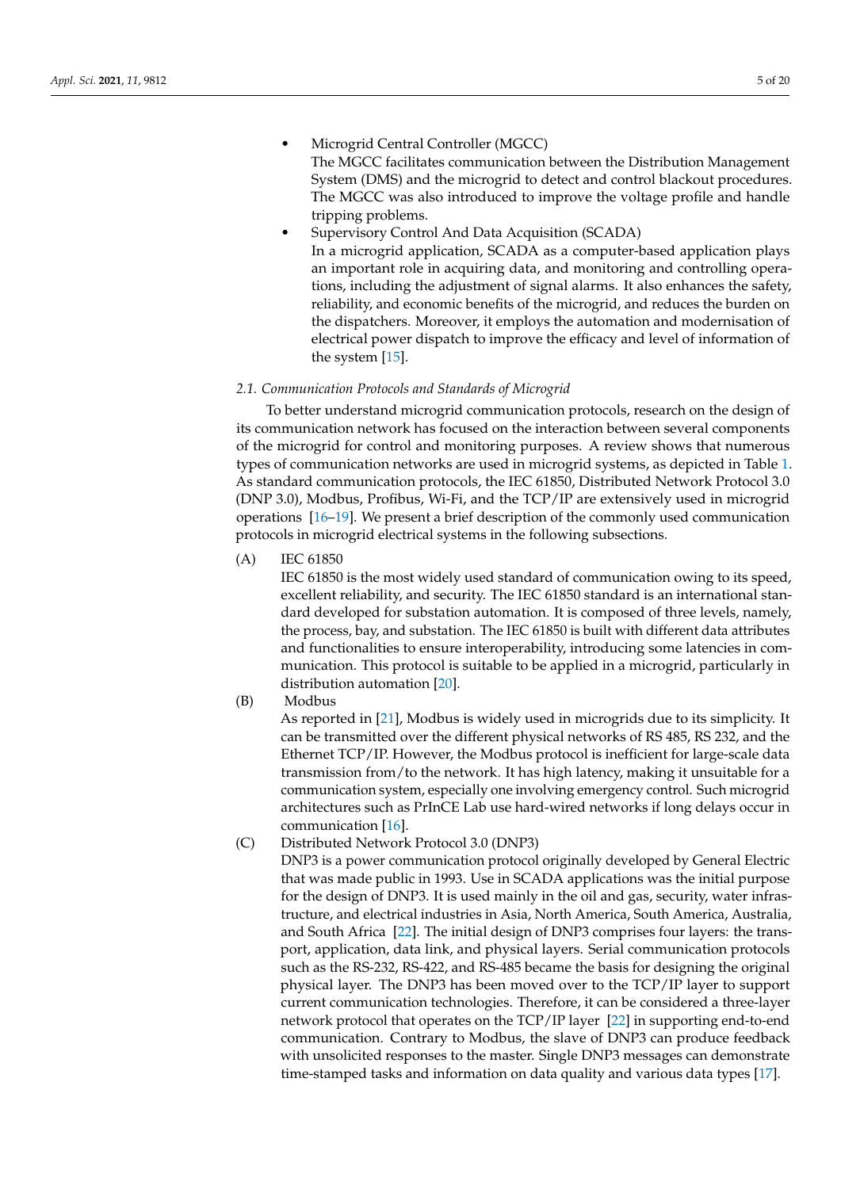- Microgrid Central Controller (MGCC)
  The MGCC facilitates communication between the Distribution Management System (DMS) and the microgrid to detect and control blackout procedures. The MGCC was also introduced to improve the voltage profile and handle tripping problems.
- Supervisory Control And Data Acquisition (SCADA)
  In a microgrid application, SCADA as a computer-based application plays an important role in acquiring data, and monitoring and controlling operations, including the adjustment of signal alarms. It also enhances the safety, reliability, and economic benefits of the microgrid, and reduces the burden on the dispatchers. Moreover, it employs the automation and modernisation of electrical power dispatch to improve the efficacy and level of information of the system [15].

### *2.1. Communication Protocols and Standards of Microgrid*

To better understand microgrid communication protocols, research on the design of its communication network has focused on the interaction between several components of the microgrid for control and monitoring purposes. A review shows that numerous types of communication networks are used in microgrid systems, as depicted in Table 1. As standard communication protocols, the IEC 61850, Distributed Network Protocol 3.0 (DNP 3.0), Modbus, Profibus, Wi-Fi, and the TCP/IP are extensively used in microgrid operations [16–19]. We present a brief description of the commonly used communication protocols in microgrid electrical systems in the following subsections.

(A) IEC 61850
IEC 61850 is the most widely used standard of communication owing to its speed, excellent reliability, and security. The IEC 61850 standard is an international standard developed for substation automation. It is composed of three levels, namely, the process, bay, and substation. The IEC 61850 is built with different data attributes and functionalities to ensure interoperability, introducing some latencies in communication. This protocol is suitable to be applied in a microgrid, particularly in distribution automation [20].

(B) Modbus
As reported in [21], Modbus is widely used in microgrids due to its simplicity. It can be transmitted over the different physical networks of RS 485, RS 232, and the Ethernet TCP/IP. However, the Modbus protocol is inefficient for large-scale data transmission from/to the network. It has high latency, making it unsuitable for a communication system, especially one involving emergency control. Such microgrid architectures such as PrInCE Lab use hard-wired networks if long delays occur in communication [16].

(C) Distributed Network Protocol 3.0 (DNP3)
DNP3 is a power communication protocol originally developed by General Electric that was made public in 1993. Use in SCADA applications was the initial purpose for the design of DNP3. It is used mainly in the oil and gas, security, water infrastructure, and electrical industries in Asia, North America, South America, Australia, and South Africa [22]. The initial design of DNP3 comprises four layers: the transport, application, data link, and physical layers. Serial communication protocols such as the RS-232, RS-422, and RS-485 became the basis for designing the original physical layer. The DNP3 has been moved over to the TCP/IP layer to support current communication technologies. Therefore, it can be considered a three-layer network protocol that operates on the TCP/IP layer [22] in supporting end-to-end communication. Contrary to Modbus, the slave of DNP3 can produce feedback with unsolicited responses to the master. Single DNP3 messages can demonstrate time-stamped tasks and information on data quality and various data types [17].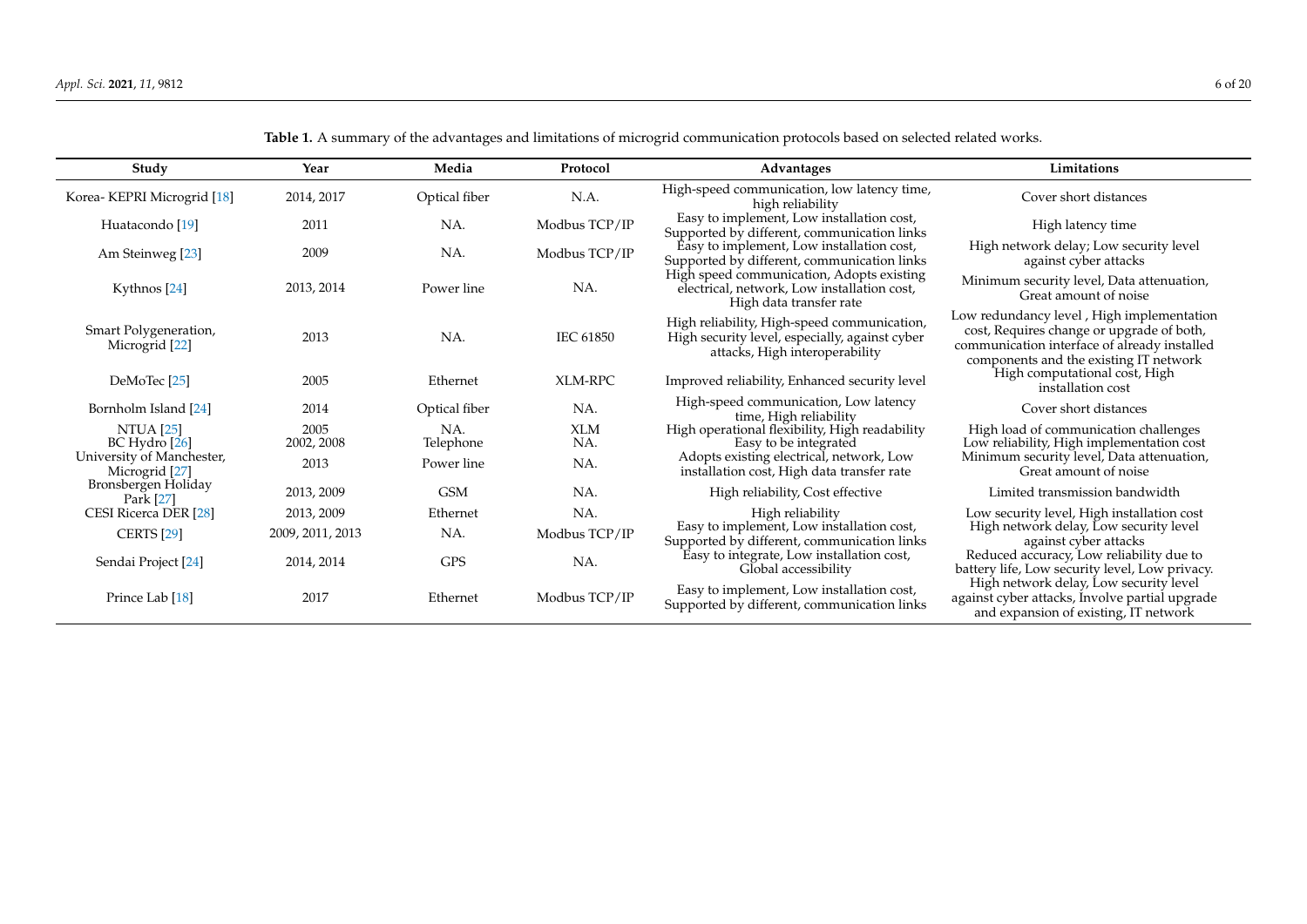**Table 1.** A summary of the advantages and limitations of microgrid communication protocols based on selected related works.

| Study | Year | Media | Protocol | Advantages | Limitations |
|---|---|---|---|---|---|
| Korea- KEPRI Microgrid [18] | 2014, 2017 | Optical fiber | N.A. | High-speed communication, low latency time, high reliability | Cover short distances |
| Huatacondo [19] | 2011 | NA. | Modbus TCP/IP | Easy to implement, Low installation cost, Supported by different, communication links | High latency time |
| Am Steinweg [23] | 2009 | NA. | Modbus TCP/IP | Easy to implement, Low installation cost, Supported by different, communication links | High network delay; Low security level against cyber attacks |
| Kythnos [24] | 2013, 2014 | Power line | NA. | High speed communication, Adopts existing electrical, network, Low installation cost, High data transfer rate | Minimum security level, Data attenuation, Great amount of noise |
| Smart Polygeneration, Microgrid [22] | 2013 | NA. | IEC 61850 | High reliability, High-speed communication, High security level, especially, against cyber attacks, High interoperability | Low redundancy level , High implementation cost, Requires change or upgrade of both, communication interface of already installed components and the existing IT network |
| DeMoTec [25] | 2005 | Ethernet | XLM-RPC | Improved reliability, Enhanced security level | High computational cost, High installation cost |
| Bornholm Island [24] | 2014 | Optical fiber | NA. | High-speed communication, Low latency time, High reliability | Cover short distances |
| NTUA [25] | 2005 | NA. | XLM | High operational flexibility, High readability | High load of communication challenges |
| BC Hydro [26] | 2002, 2008 | Telephone | NA. | Easy to be integrated | Low reliability, High implementation cost |
| University of Manchester, Microgrid [27] | 2013 | Power line | NA. | Adopts existing electrical, network, Low installation cost, High data transfer rate | Minimum security level, Data attenuation, Great amount of noise |
| Bronsbergen Holiday Park [27] | 2013, 2009 | GSM | NA. | High reliability, Cost effective | Limited transmission bandwidth |
| CESI Ricerca DER [28] | 2013, 2009 | Ethernet | NA. | High reliability | Low security level, High installation cost |
| CERTS [29] | 2009, 2011, 2013 | NA. | Modbus TCP/IP | Easy to implement, Low installation cost, Supported by different, communication links | High network delay, Low security level against cyber attacks |
| Sendai Project [24] | 2014, 2014 | GPS | NA. | Easy to integrate, Low installation cost, Global accessibility | Reduced accuracy, Low reliability due to battery life, Low security level, Low privacy. |
| Prince Lab [18] | 2017 | Ethernet | Modbus TCP/IP | Easy to implement, Low installation cost, Supported by different, communication links | High network delay, Low security level against cyber attacks, Involve partial upgrade and expansion of existing, IT network |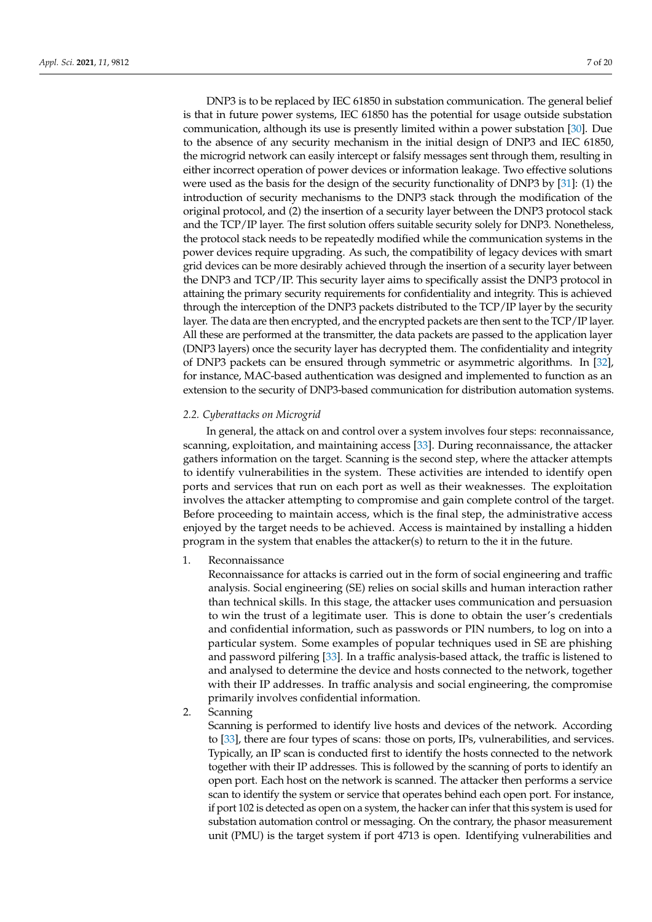DNP3 is to be replaced by IEC 61850 in substation communication. The general belief is that in future power systems, IEC 61850 has the potential for usage outside substation communication, although its use is presently limited within a power substation [30]. Due to the absence of any security mechanism in the initial design of DNP3 and IEC 61850, the microgrid network can easily intercept or falsify messages sent through them, resulting in either incorrect operation of power devices or information leakage. Two effective solutions were used as the basis for the design of the security functionality of DNP3 by [31]: (1) the introduction of security mechanisms to the DNP3 stack through the modification of the original protocol, and (2) the insertion of a security layer between the DNP3 protocol stack and the TCP/IP layer. The first solution offers suitable security solely for DNP3. Nonetheless, the protocol stack needs to be repeatedly modified while the communication systems in the power devices require upgrading. As such, the compatibility of legacy devices with smart grid devices can be more desirably achieved through the insertion of a security layer between the DNP3 and TCP/IP. This security layer aims to specifically assist the DNP3 protocol in attaining the primary security requirements for confidentiality and integrity. This is achieved through the interception of the DNP3 packets distributed to the TCP/IP layer by the security layer. The data are then encrypted, and the encrypted packets are then sent to the TCP/IP layer. All these are performed at the transmitter, the data packets are passed to the application layer (DNP3 layers) once the security layer has decrypted them. The confidentiality and integrity of DNP3 packets can be ensured through symmetric or asymmetric algorithms. In [32], for instance, MAC-based authentication was designed and implemented to function as an extension to the security of DNP3-based communication for distribution automation systems.

### *2.2. Cyberattacks on Microgrid*

In general, the attack on and control over a system involves four steps: reconnaissance, scanning, exploitation, and maintaining access [33]. During reconnaissance, the attacker gathers information on the target. Scanning is the second step, where the attacker attempts to identify vulnerabilities in the system. These activities are intended to identify open ports and services that run on each port as well as their weaknesses. The exploitation involves the attacker attempting to compromise and gain complete control of the target. Before proceeding to maintain access, which is the final step, the administrative access enjoyed by the target needs to be achieved. Access is maintained by installing a hidden program in the system that enables the attacker(s) to return to the it in the future.

1. Reconnaissance

   Reconnaissance for attacks is carried out in the form of social engineering and traffic analysis. Social engineering (SE) relies on social skills and human interaction rather than technical skills. In this stage, the attacker uses communication and persuasion to win the trust of a legitimate user. This is done to obtain the user's credentials and confidential information, such as passwords or PIN numbers, to log on into a particular system. Some examples of popular techniques used in SE are phishing and password pilfering [33]. In a traffic analysis-based attack, the traffic is listened to and analysed to determine the device and hosts connected to the network, together with their IP addresses. In traffic analysis and social engineering, the compromise primarily involves confidential information.

2. Scanning

   Scanning is performed to identify live hosts and devices of the network. According to [33], there are four types of scans: those on ports, IPs, vulnerabilities, and services. Typically, an IP scan is conducted first to identify the hosts connected to the network together with their IP addresses. This is followed by the scanning of ports to identify an open port. Each host on the network is scanned. The attacker then performs a service scan to identify the system or service that operates behind each open port. For instance, if port 102 is detected as open on a system, the hacker can infer that this system is used for substation automation control or messaging. On the contrary, the phasor measurement unit (PMU) is the target system if port 4713 is open. Identifying vulnerabilities and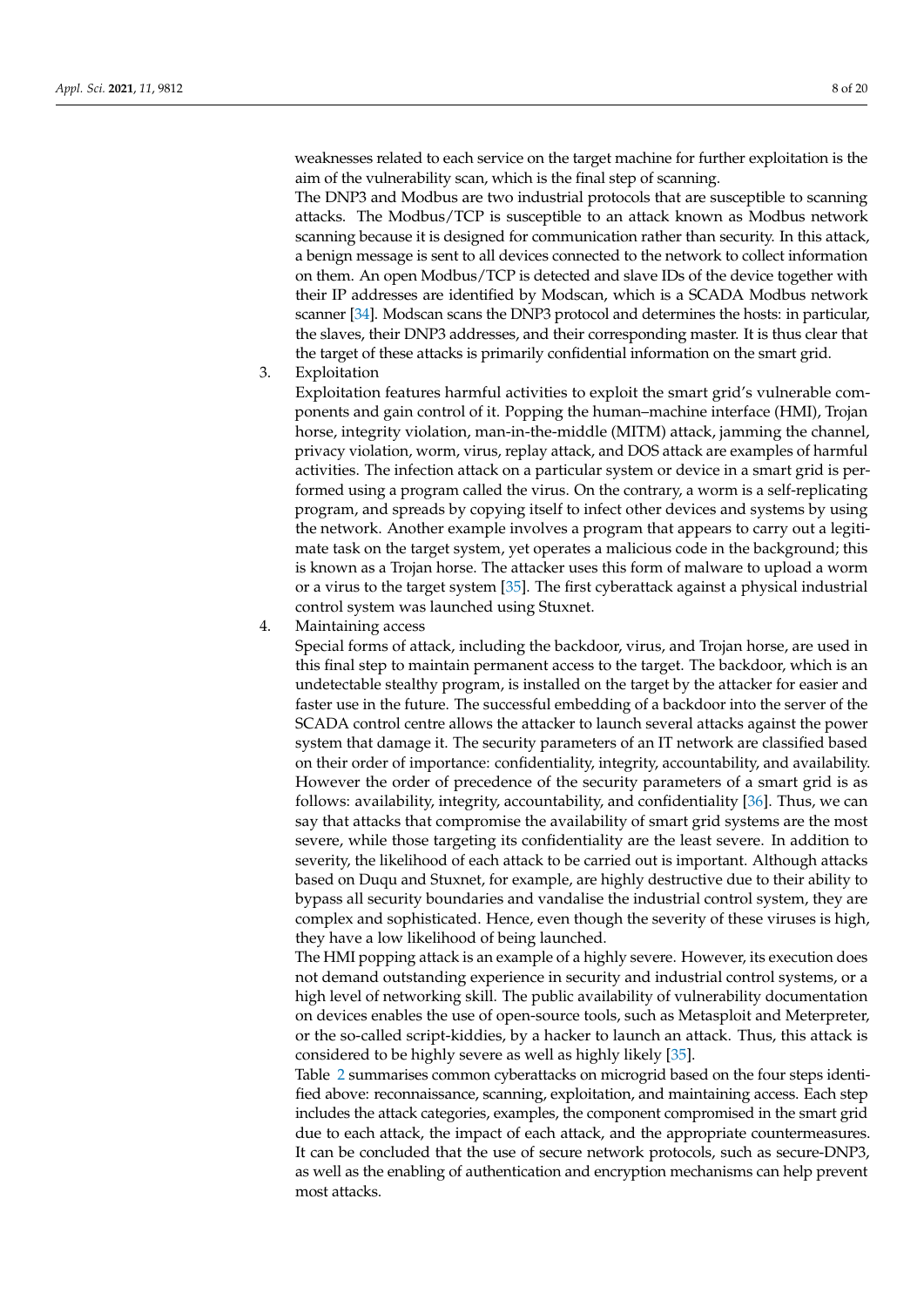weaknesses related to each service on the target machine for further exploitation is the aim of the vulnerability scan, which is the final step of scanning.

The DNP3 and Modbus are two industrial protocols that are susceptible to scanning attacks. The Modbus/TCP is susceptible to an attack known as Modbus network scanning because it is designed for communication rather than security. In this attack, a benign message is sent to all devices connected to the network to collect information on them. An open Modbus/TCP is detected and slave IDs of the device together with their IP addresses are identified by Modscan, which is a SCADA Modbus network scanner [34]. Modscan scans the DNP3 protocol and determines the hosts: in particular, the slaves, their DNP3 addresses, and their corresponding master. It is thus clear that the target of these attacks is primarily confidential information on the smart grid.

3. Exploitation

   Exploitation features harmful activities to exploit the smart grid's vulnerable components and gain control of it. Popping the human–machine interface (HMI), Trojan horse, integrity violation, man-in-the-middle (MITM) attack, jamming the channel, privacy violation, worm, virus, replay attack, and DOS attack are examples of harmful activities. The infection attack on a particular system or device in a smart grid is performed using a program called the virus. On the contrary, a worm is a self-replicating program, and spreads by copying itself to infect other devices and systems by using the network. Another example involves a program that appears to carry out a legitimate task on the target system, yet operates a malicious code in the background; this is known as a Trojan horse. The attacker uses this form of malware to upload a worm or a virus to the target system [35]. The first cyberattack against a physical industrial control system was launched using Stuxnet.

4. Maintaining access

   Special forms of attack, including the backdoor, virus, and Trojan horse, are used in this final step to maintain permanent access to the target. The backdoor, which is an undetectable stealthy program, is installed on the target by the attacker for easier and faster use in the future. The successful embedding of a backdoor into the server of the SCADA control centre allows the attacker to launch several attacks against the power system that damage it. The security parameters of an IT network are classified based on their order of importance: confidentiality, integrity, accountability, and availability. However the order of precedence of the security parameters of a smart grid is as follows: availability, integrity, accountability, and confidentiality [36]. Thus, we can say that attacks that compromise the availability of smart grid systems are the most severe, while those targeting its confidentiality are the least severe. In addition to severity, the likelihood of each attack to be carried out is important. Although attacks based on Duqu and Stuxnet, for example, are highly destructive due to their ability to bypass all security boundaries and vandalise the industrial control system, they are complex and sophisticated. Hence, even though the severity of these viruses is high, they have a low likelihood of being launched.

   The HMI popping attack is an example of a highly severe. However, its execution does not demand outstanding experience in security and industrial control systems, or a high level of networking skill. The public availability of vulnerability documentation on devices enables the use of open-source tools, such as Metasploit and Meterpreter, or the so-called script-kiddies, by a hacker to launch an attack. Thus, this attack is considered to be highly severe as well as highly likely [35].

   Table 2 summarises common cyberattacks on microgrid based on the four steps identified above: reconnaissance, scanning, exploitation, and maintaining access. Each step includes the attack categories, examples, the component compromised in the smart grid due to each attack, the impact of each attack, and the appropriate countermeasures. It can be concluded that the use of secure network protocols, such as secure-DNP3, as well as the enabling of authentication and encryption mechanisms can help prevent most attacks.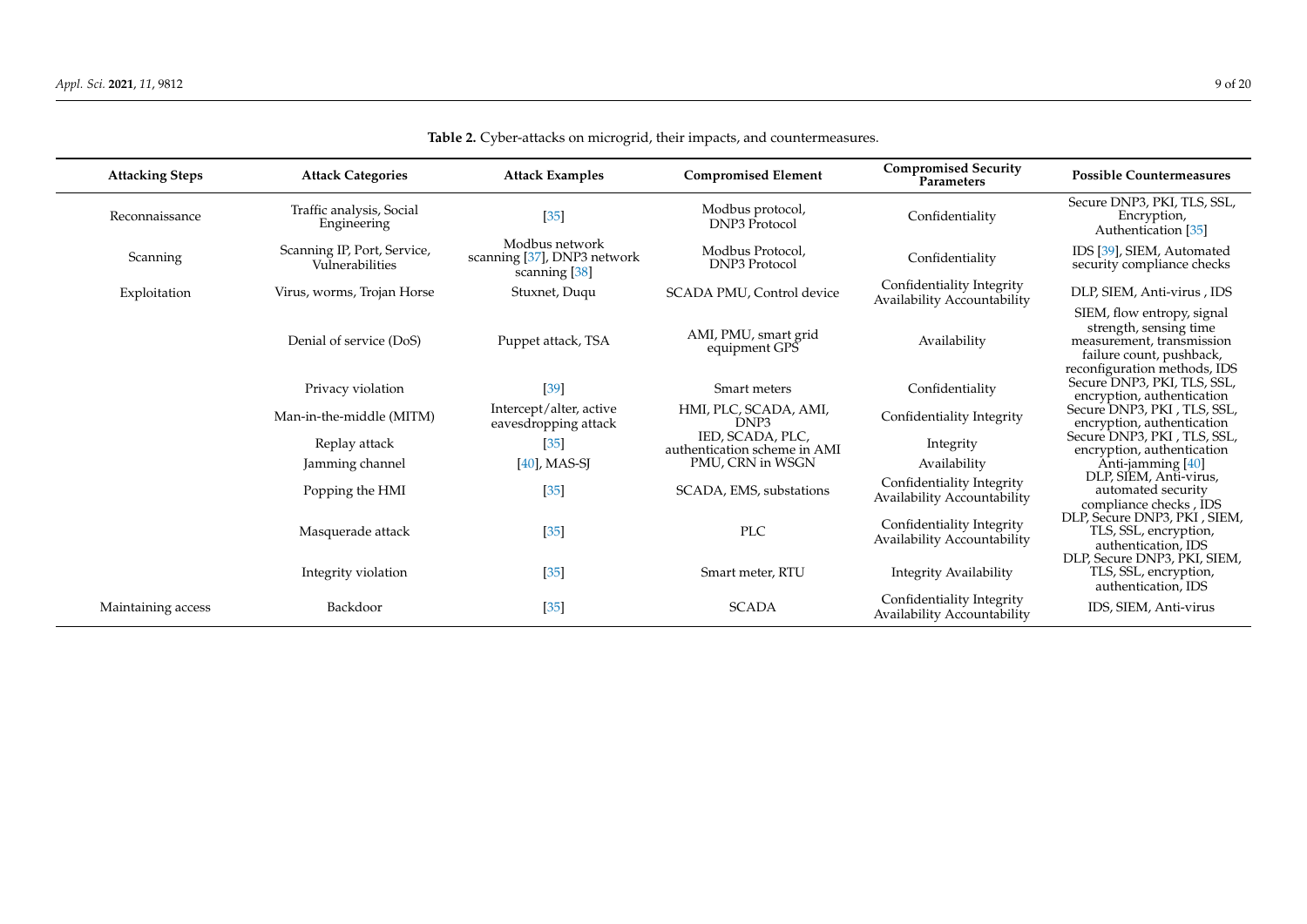**Table 2.** Cyber-attacks on microgrid, their impacts, and countermeasures.

| Attacking Steps | Attack Categories | Attack Examples | Compromised Element | Compromised Security Parameters | Possible Countermeasures |
|---|---|---|---|---|---|
| Reconnaissance | Traffic analysis, Social Engineering | [35] | Modbus protocol, DNP3 Protocol | Confidentiality | Secure DNP3, PKI, TLS, SSL, Encryption, Authentication [35] |
| Scanning | Scanning IP, Port, Service, Vulnerabilities | Modbus network scanning [37], DNP3 network scanning [38] | Modbus Protocol, DNP3 Protocol | Confidentiality | IDS [39], SIEM, Automated security compliance checks |
| Exploitation | Virus, worms, Trojan Horse | Stuxnet, Duqu | SCADA PMU, Control device | Confidentiality Integrity Availability Accountability | DLP, SIEM, Anti-virus , IDS |
| | Denial of service (DoS) | Puppet attack, TSA | AMI, PMU, smart grid equipment GPS | Availability | SIEM, flow entropy, signal strength, sensing time measurement, transmission failure count, pushback, reconfiguration methods, IDS |
| | Privacy violation | [39] | Smart meters | Confidentiality | Secure DNP3, PKI, TLS, SSL, encryption, authentication |
| | Man-in-the-middle (MITM) | Intercept/alter, active eavesdropping attack | HMI, PLC, SCADA, AMI, DNP3 | Confidentiality Integrity | Secure DNP3, PKI , TLS, SSL, encryption, authentication |
| | Replay attack | [35] | IED, SCADA, PLC, authentication scheme in AMI | Integrity | Secure DNP3, PKI , TLS, SSL, encryption, authentication |
| | Jamming channel | [40], MAS-SJ | PMU, CRN in WSGN | Availability | Anti-jamming [40] |
| | Popping the HMI | [35] | SCADA, EMS, substations | Confidentiality Integrity Availability Accountability | DLP, SIEM, Anti-virus, automated security compliance checks , IDS |
| | Masquerade attack | [35] | PLC | Confidentiality Integrity Availability Accountability | DLP, Secure DNP3, PKI , SIEM, TLS, SSL, encryption, authentication, IDS |
| | Integrity violation | [35] | Smart meter, RTU | Integrity Availability | DLP, Secure DNP3, PKI, SIEM, TLS, SSL, encryption, authentication, IDS |
| Maintaining access | Backdoor | [35] | SCADA | Confidentiality Integrity Availability Accountability | IDS, SIEM, Anti-virus |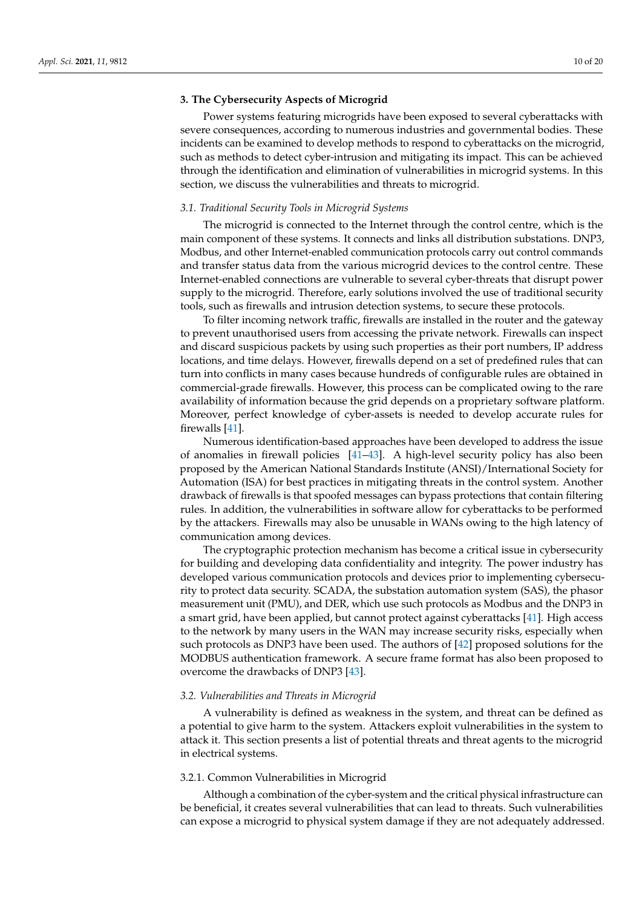## 3. The Cybersecurity Aspects of Microgrid

Power systems featuring microgrids have been exposed to several cyberattacks with severe consequences, according to numerous industries and governmental bodies. These incidents can be examined to develop methods to respond to cyberattacks on the microgrid, such as methods to detect cyber-intrusion and mitigating its impact. This can be achieved through the identification and elimination of vulnerabilities in microgrid systems. In this section, we discuss the vulnerabilities and threats to microgrid.

### *3.1. Traditional Security Tools in Microgrid Systems*

The microgrid is connected to the Internet through the control centre, which is the main component of these systems. It connects and links all distribution substations. DNP3, Modbus, and other Internet-enabled communication protocols carry out control commands and transfer status data from the various microgrid devices to the control centre. These Internet-enabled connections are vulnerable to several cyber-threats that disrupt power supply to the microgrid. Therefore, early solutions involved the use of traditional security tools, such as firewalls and intrusion detection systems, to secure these protocols.

To filter incoming network traffic, firewalls are installed in the router and the gateway to prevent unauthorised users from accessing the private network. Firewalls can inspect and discard suspicious packets by using such properties as their port numbers, IP address locations, and time delays. However, firewalls depend on a set of predefined rules that can turn into conflicts in many cases because hundreds of configurable rules are obtained in commercial-grade firewalls. However, this process can be complicated owing to the rare availability of information because the grid depends on a proprietary software platform. Moreover, perfect knowledge of cyber-assets is needed to develop accurate rules for firewalls [41].

Numerous identification-based approaches have been developed to address the issue of anomalies in firewall policies [41–43]. A high-level security policy has also been proposed by the American National Standards Institute (ANSI)/International Society for Automation (ISA) for best practices in mitigating threats in the control system. Another drawback of firewalls is that spoofed messages can bypass protections that contain filtering rules. In addition, the vulnerabilities in software allow for cyberattacks to be performed by the attackers. Firewalls may also be unusable in WANs owing to the high latency of communication among devices.

The cryptographic protection mechanism has become a critical issue in cybersecurity for building and developing data confidentiality and integrity. The power industry has developed various communication protocols and devices prior to implementing cybersecurity to protect data security. SCADA, the substation automation system (SAS), the phasor measurement unit (PMU), and DER, which use such protocols as Modbus and the DNP3 in a smart grid, have been applied, but cannot protect against cyberattacks [41]. High access to the network by many users in the WAN may increase security risks, especially when such protocols as DNP3 have been used. The authors of [42] proposed solutions for the MODBUS authentication framework. A secure frame format has also been proposed to overcome the drawbacks of DNP3 [43].

### *3.2. Vulnerabilities and Threats in Microgrid*

A vulnerability is defined as weakness in the system, and threat can be defined as a potential to give harm to the system. Attackers exploit vulnerabilities in the system to attack it. This section presents a list of potential threats and threat agents to the microgrid in electrical systems.

#### 3.2.1. Common Vulnerabilities in Microgrid

Although a combination of the cyber-system and the critical physical infrastructure can be beneficial, it creates several vulnerabilities that can lead to threats. Such vulnerabilities can expose a microgrid to physical system damage if they are not adequately addressed.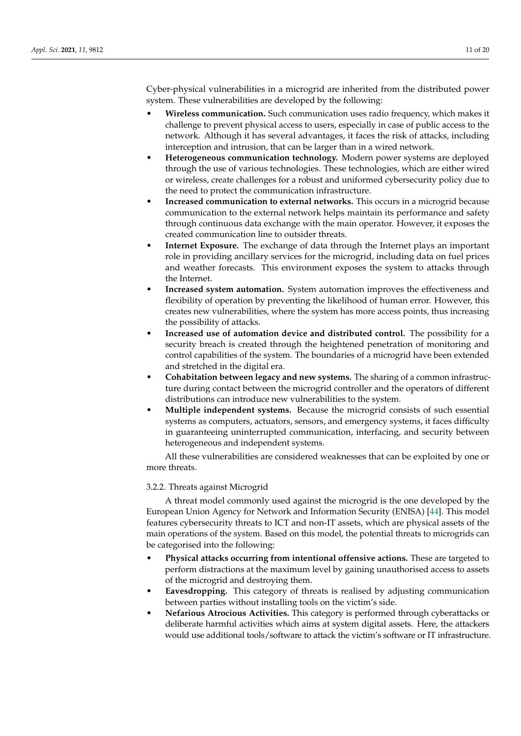Cyber-physical vulnerabilities in a microgrid are inherited from the distributed power system. These vulnerabilities are developed by the following:

- **Wireless communication.** Such communication uses radio frequency, which makes it challenge to prevent physical access to users, especially in case of public access to the network. Although it has several advantages, it faces the risk of attacks, including interception and intrusion, that can be larger than in a wired network.
- **Heterogeneous communication technology.** Modern power systems are deployed through the use of various technologies. These technologies, which are either wired or wireless, create challenges for a robust and uniformed cybersecurity policy due to the need to protect the communication infrastructure.
- **Increased communication to external networks.** This occurs in a microgrid because communication to the external network helps maintain its performance and safety through continuous data exchange with the main operator. However, it exposes the created communication line to outsider threats.
- **Internet Exposure.** The exchange of data through the Internet plays an important role in providing ancillary services for the microgrid, including data on fuel prices and weather forecasts. This environment exposes the system to attacks through the Internet.
- **Increased system automation.** System automation improves the effectiveness and flexibility of operation by preventing the likelihood of human error. However, this creates new vulnerabilities, where the system has more access points, thus increasing the possibility of attacks.
- **Increased use of automation device and distributed control.** The possibility for a security breach is created through the heightened penetration of monitoring and control capabilities of the system. The boundaries of a microgrid have been extended and stretched in the digital era.
- **Cohabitation between legacy and new systems.** The sharing of a common infrastructure during contact between the microgrid controller and the operators of different distributions can introduce new vulnerabilities to the system.
- **Multiple independent systems.** Because the microgrid consists of such essential systems as computers, actuators, sensors, and emergency systems, it faces difficulty in guaranteeing uninterrupted communication, interfacing, and security between heterogeneous and independent systems.

All these vulnerabilities are considered weaknesses that can be exploited by one or more threats.

### 3.2.2. Threats against Microgrid

A threat model commonly used against the microgrid is the one developed by the European Union Agency for Network and Information Security (ENISA) [44]. This model features cybersecurity threats to ICT and non-IT assets, which are physical assets of the main operations of the system. Based on this model, the potential threats to microgrids can be categorised into the following:

- **Physical attacks occurring from intentional offensive actions.** These are targeted to perform distractions at the maximum level by gaining unauthorised access to assets of the microgrid and destroying them.
- **Eavesdropping.** This category of threats is realised by adjusting communication between parties without installing tools on the victim's side.
- **Nefarious Atrocious Activities.** This category is performed through cyberattacks or deliberate harmful activities which aims at system digital assets. Here, the attackers would use additional tools/software to attack the victim's software or IT infrastructure.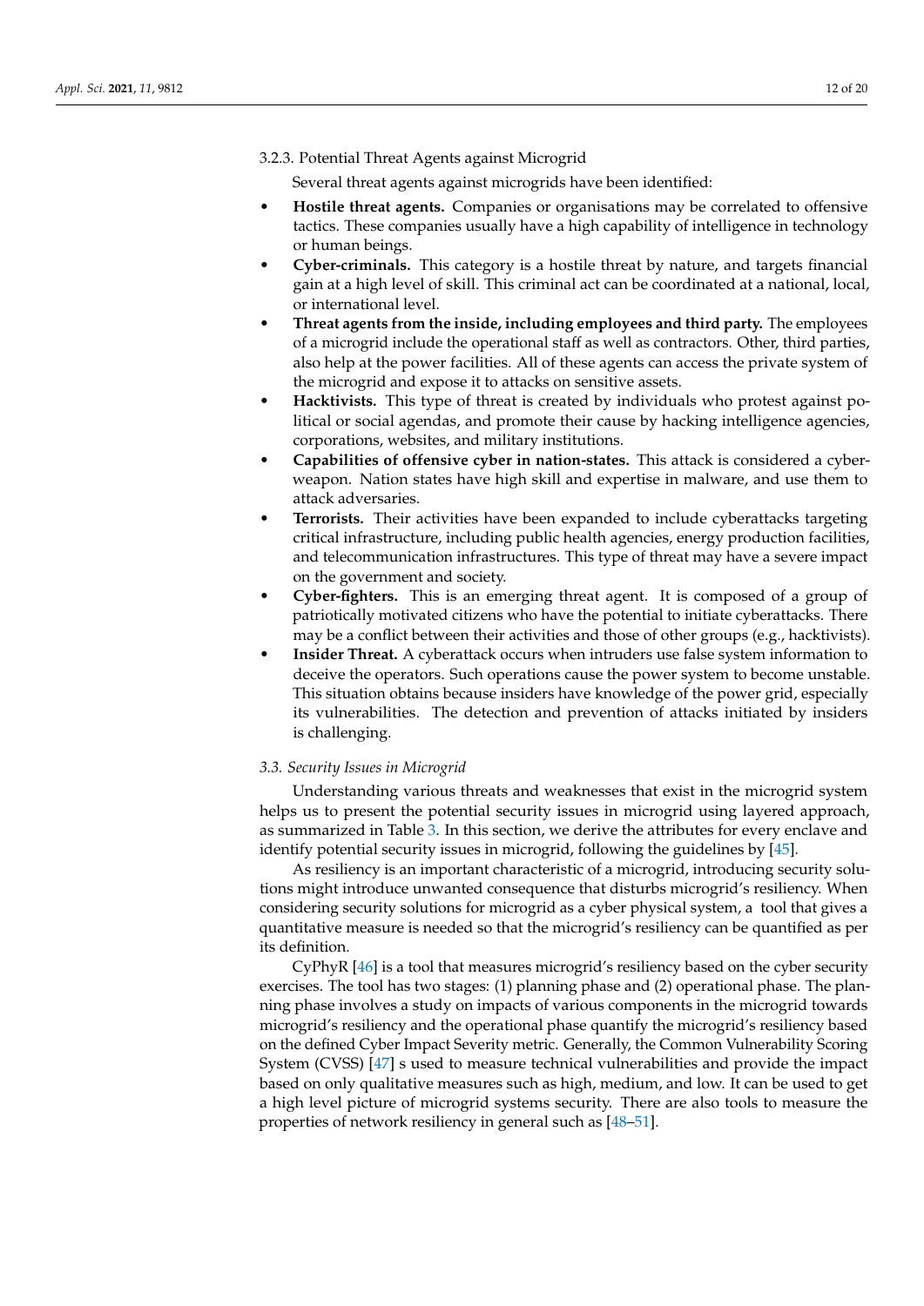#### 3.2.3. Potential Threat Agents against Microgrid

Several threat agents against microgrids have been identified:

- **Hostile threat agents.** Companies or organisations may be correlated to offensive tactics. These companies usually have a high capability of intelligence in technology or human beings.
- **Cyber-criminals.** This category is a hostile threat by nature, and targets financial gain at a high level of skill. This criminal act can be coordinated at a national, local, or international level.
- **Threat agents from the inside, including employees and third party.** The employees of a microgrid include the operational staff as well as contractors. Other, third parties, also help at the power facilities. All of these agents can access the private system of the microgrid and expose it to attacks on sensitive assets.
- **Hacktivists.** This type of threat is created by individuals who protest against political or social agendas, and promote their cause by hacking intelligence agencies, corporations, websites, and military institutions.
- **Capabilities of offensive cyber in nation-states.** This attack is considered a cyber-weapon. Nation states have high skill and expertise in malware, and use them to attack adversaries.
- **Terrorists.** Their activities have been expanded to include cyberattacks targeting critical infrastructure, including public health agencies, energy production facilities, and telecommunication infrastructures. This type of threat may have a severe impact on the government and society.
- **Cyber-fighters.** This is an emerging threat agent. It is composed of a group of patriotically motivated citizens who have the potential to initiate cyberattacks. There may be a conflict between their activities and those of other groups (e.g., hacktivists).
- **Insider Threat.** A cyberattack occurs when intruders use false system information to deceive the operators. Such operations cause the power system to become unstable. This situation obtains because insiders have knowledge of the power grid, especially its vulnerabilities. The detection and prevention of attacks initiated by insiders is challenging.

### *3.3. Security Issues in Microgrid*

Understanding various threats and weaknesses that exist in the microgrid system helps us to present the potential security issues in microgrid using layered approach, as summarized in Table 3. In this section, we derive the attributes for every enclave and identify potential security issues in microgrid, following the guidelines by [45].

As resiliency is an important characteristic of a microgrid, introducing security solutions might introduce unwanted consequence that disturbs microgrid's resiliency. When considering security solutions for microgrid as a cyber physical system, a tool that gives a quantitative measure is needed so that the microgrid's resiliency can be quantified as per its definition.

CyPhyR [46] is a tool that measures microgrid's resiliency based on the cyber security exercises. The tool has two stages: (1) planning phase and (2) operational phase. The planning phase involves a study on impacts of various components in the microgrid towards microgrid's resiliency and the operational phase quantify the microgrid's resiliency based on the defined Cyber Impact Severity metric. Generally, the Common Vulnerability Scoring System (CVSS) [47] s used to measure technical vulnerabilities and provide the impact based on only qualitative measures such as high, medium, and low. It can be used to get a high level picture of microgrid systems security. There are also tools to measure the properties of network resiliency in general such as [48–51].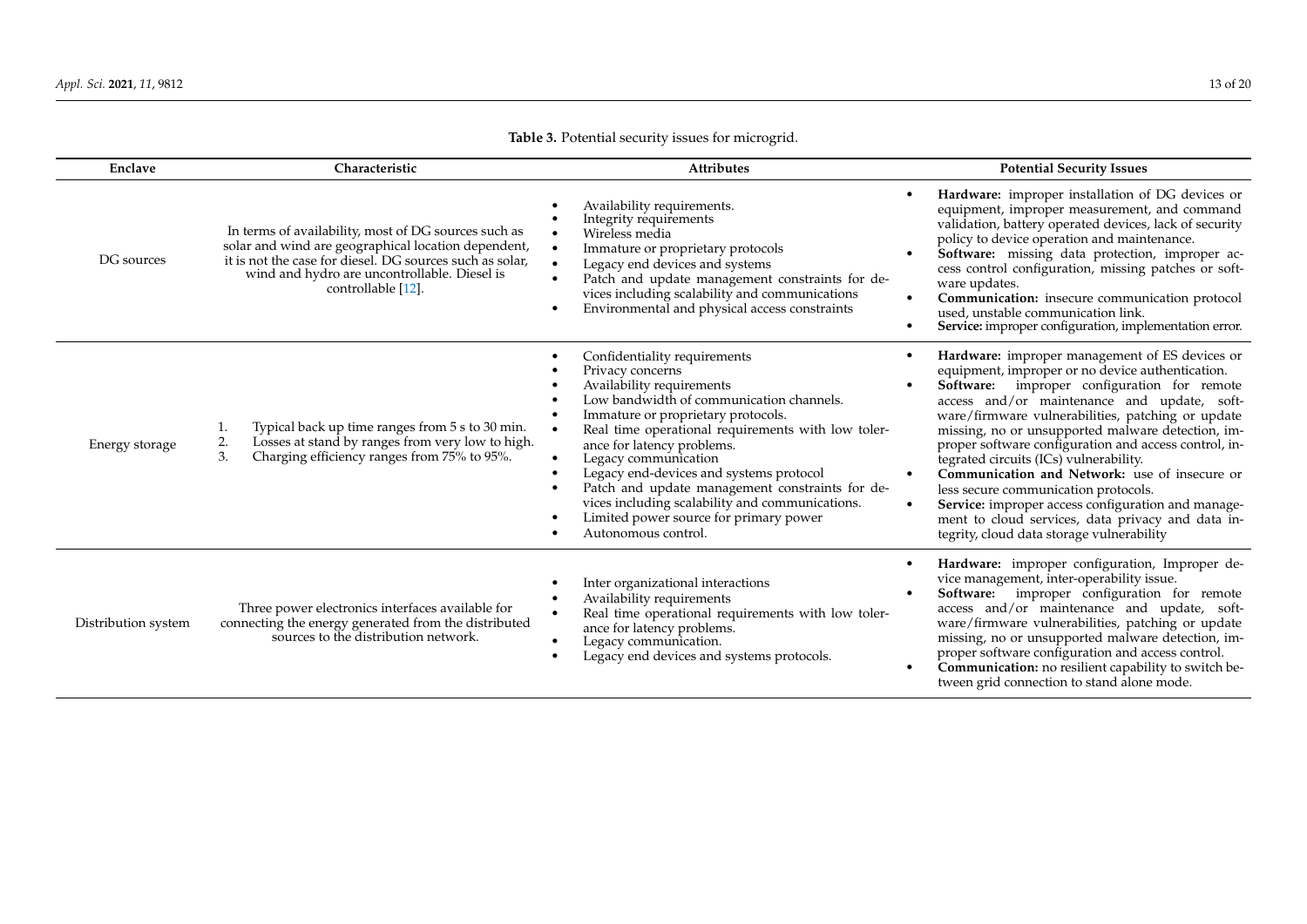**Table 3.** Potential security issues for microgrid.

| Enclave | Characteristic | Attributes | Potential Security Issues |
|---|---|---|---|
| DG sources | In terms of availability, most of DG sources such as solar and wind are geographical location dependent, it is not the case for diesel. DG sources such as solar, wind and hydro are uncontrollable. Diesel is controllable [12]. | • Availability requirements.<br>• Integrity requirements<br>• Wireless media<br>• Immature or proprietary protocols<br>• Legacy end devices and systems<br>• Patch and update management constraints for devices including scalability and communications<br>• Environmental and physical access constraints | • **Hardware:** improper installation of DG devices or equipment, improper measurement, and command validation, battery operated devices, lack of security policy to device operation and maintenance.<br>• **Software:** missing data protection, improper access control configuration, missing patches or software updates.<br>• **Communication:** insecure communication protocol used, unstable communication link.<br>• **Service:** improper configuration, implementation error. |
| Energy storage | 1. Typical back up time ranges from 5 s to 30 min.<br>2. Losses at stand by ranges from very low to high.<br>3. Charging efficiency ranges from 75% to 95%. | • Confidentiality requirements<br>• Privacy concerns<br>• Availability requirements<br>• Low bandwidth of communication channels.<br>• Immature or proprietary protocols.<br>• Real time operational requirements with low tolerance for latency problems.<br>• Legacy communication<br>• Legacy end-devices and systems protocol<br>• Patch and update management constraints for devices including scalability and communications.<br>• Limited power source for primary power<br>• Autonomous control. | • **Hardware:** improper management of ES devices or equipment, improper or no device authentication.<br>• **Software:** improper configuration for remote access and/or maintenance and update, software/firmware vulnerabilities, patching or update missing, no or unsupported malware detection, improper software configuration and access control, integrated circuits (ICs) vulnerability.<br>• **Communication and Network:** use of insecure or less secure communication protocols.<br>• **Service:** improper access configuration and management to cloud services, data privacy and data integrity, cloud data storage vulnerability |
| Distribution system | Three power electronics interfaces available for connecting the energy generated from the distributed sources to the distribution network. | • Inter organizational interactions<br>• Availability requirements<br>• Real time operational requirements with low tolerance for latency problems.<br>• Legacy communication.<br>• Legacy end devices and systems protocols. | • **Hardware:** improper configuration, Improper device management, inter-operability issue.<br>• **Software:** improper configuration for remote access and/or maintenance and update, software/firmware vulnerabilities, patching or update missing, no or unsupported malware detection, improper software configuration and access control.<br>• **Communication:** no resilient capability to switch between grid connection to stand alone mode. |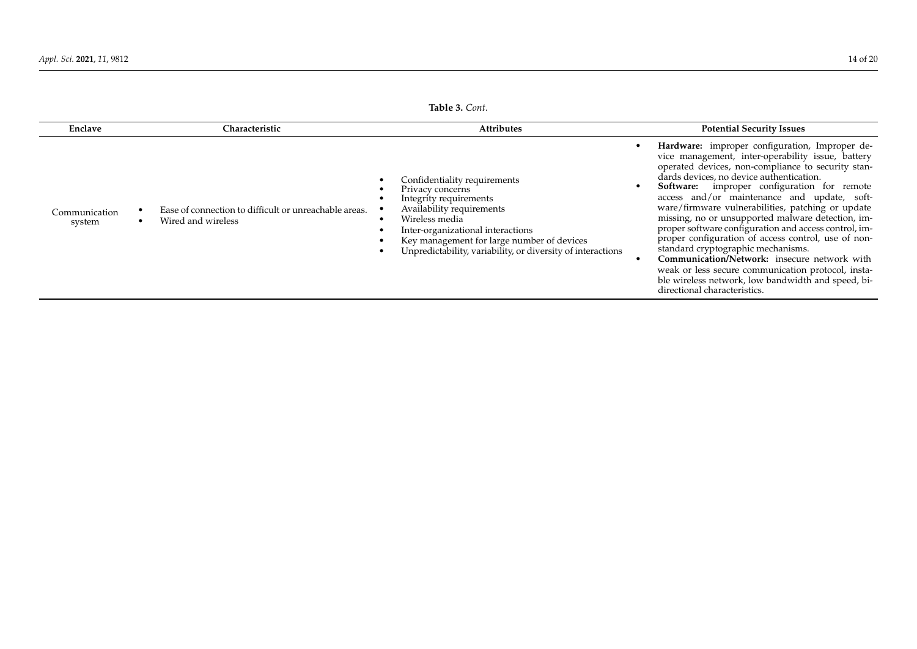**Table 3.** *Cont.*

| Enclave | Characteristic | Attributes | Potential Security Issues |
|---|---|---|---|
| Communication system | • Ease of connection to difficult or unreachable areas.<br>• Wired and wireless | • Confidentiality requirements<br>• Privacy concerns<br>• Integrity requirements<br>• Availability requirements<br>• Wireless media<br>• Inter-organizational interactions<br>• Key management for large number of devices<br>• Unpredictability, variability, or diversity of interactions | • **Hardware:** improper configuration, Improper device management, inter-operability issue, battery operated devices, non-compliance to security standards devices, no device authentication.<br>• **Software:** improper configuration for remote access and/or maintenance and update, software/firmware vulnerabilities, patching or update missing, no or unsupported malware detection, improper software configuration and access control, improper configuration of access control, use of non-standard cryptographic mechanisms.<br>• **Communication/Network:** insecure network with weak or less secure communication protocol, instable wireless network, low bandwidth and speed, bi-directional characteristics. |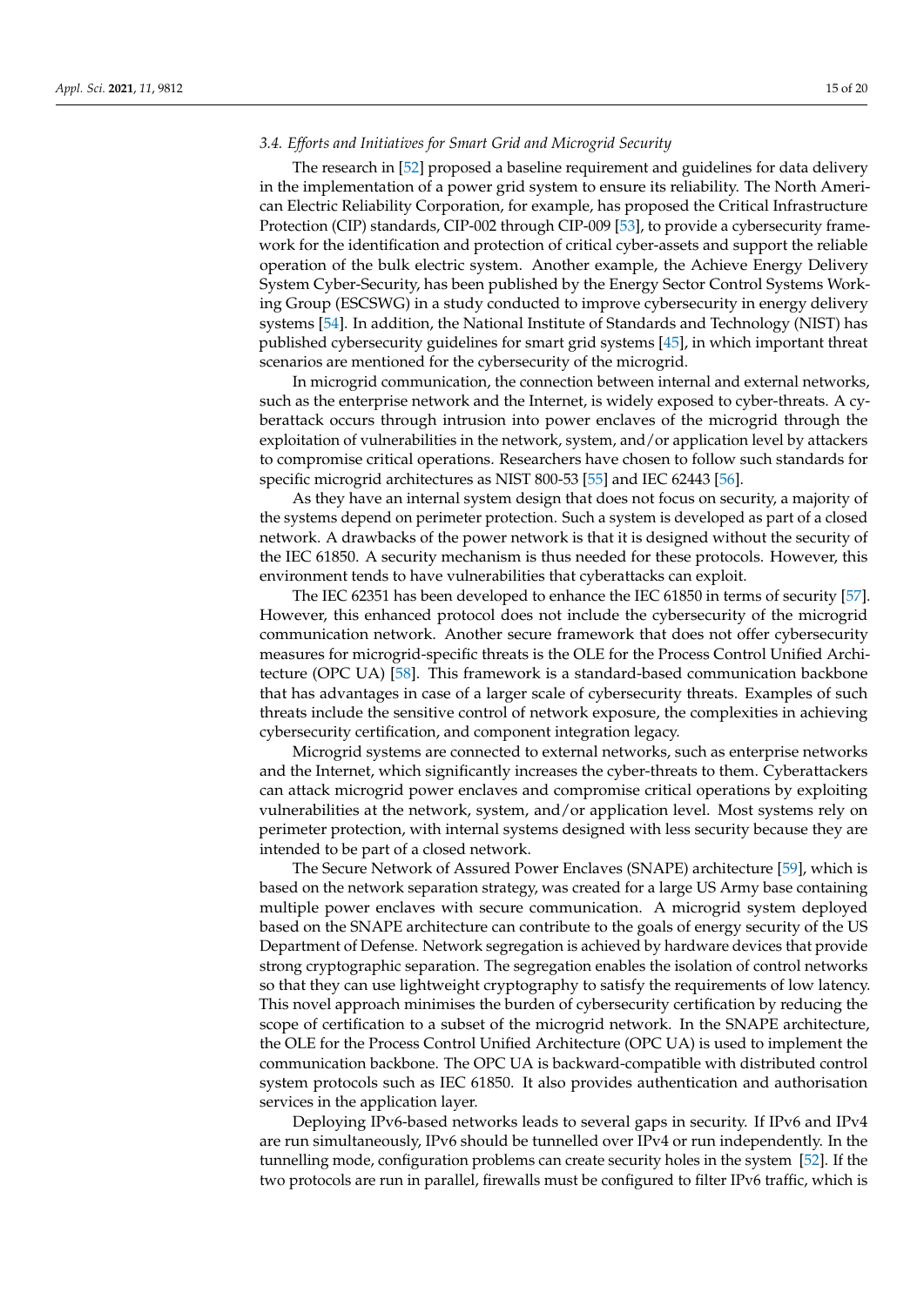### 3.4. Efforts and Initiatives for Smart Grid and Microgrid Security

The research in [52] proposed a baseline requirement and guidelines for data delivery in the implementation of a power grid system to ensure its reliability. The North American Electric Reliability Corporation, for example, has proposed the Critical Infrastructure Protection (CIP) standards, CIP-002 through CIP-009 [53], to provide a cybersecurity framework for the identification and protection of critical cyber-assets and support the reliable operation of the bulk electric system. Another example, the Achieve Energy Delivery System Cyber-Security, has been published by the Energy Sector Control Systems Working Group (ESCSWG) in a study conducted to improve cybersecurity in energy delivery systems [54]. In addition, the National Institute of Standards and Technology (NIST) has published cybersecurity guidelines for smart grid systems [45], in which important threat scenarios are mentioned for the cybersecurity of the microgrid.

In microgrid communication, the connection between internal and external networks, such as the enterprise network and the Internet, is widely exposed to cyber-threats. A cyberattack occurs through intrusion into power enclaves of the microgrid through the exploitation of vulnerabilities in the network, system, and/or application level by attackers to compromise critical operations. Researchers have chosen to follow such standards for specific microgrid architectures as NIST 800-53 [55] and IEC 62443 [56].

As they have an internal system design that does not focus on security, a majority of the systems depend on perimeter protection. Such a system is developed as part of a closed network. A drawbacks of the power network is that it is designed without the security of the IEC 61850. A security mechanism is thus needed for these protocols. However, this environment tends to have vulnerabilities that cyberattacks can exploit.

The IEC 62351 has been developed to enhance the IEC 61850 in terms of security [57]. However, this enhanced protocol does not include the cybersecurity of the microgrid communication network. Another secure framework that does not offer cybersecurity measures for microgrid-specific threats is the OLE for the Process Control Unified Architecture (OPC UA) [58]. This framework is a standard-based communication backbone that has advantages in case of a larger scale of cybersecurity threats. Examples of such threats include the sensitive control of network exposure, the complexities in achieving cybersecurity certification, and component integration legacy.

Microgrid systems are connected to external networks, such as enterprise networks and the Internet, which significantly increases the cyber-threats to them. Cyberattackers can attack microgrid power enclaves and compromise critical operations by exploiting vulnerabilities at the network, system, and/or application level. Most systems rely on perimeter protection, with internal systems designed with less security because they are intended to be part of a closed network.

The Secure Network of Assured Power Enclaves (SNAPE) architecture [59], which is based on the network separation strategy, was created for a large US Army base containing multiple power enclaves with secure communication. A microgrid system deployed based on the SNAPE architecture can contribute to the goals of energy security of the US Department of Defense. Network segregation is achieved by hardware devices that provide strong cryptographic separation. The segregation enables the isolation of control networks so that they can use lightweight cryptography to satisfy the requirements of low latency. This novel approach minimises the burden of cybersecurity certification by reducing the scope of certification to a subset of the microgrid network. In the SNAPE architecture, the OLE for the Process Control Unified Architecture (OPC UA) is used to implement the communication backbone. The OPC UA is backward-compatible with distributed control system protocols such as IEC 61850. It also provides authentication and authorisation services in the application layer.

Deploying IPv6-based networks leads to several gaps in security. If IPv6 and IPv4 are run simultaneously, IPv6 should be tunnelled over IPv4 or run independently. In the tunnelling mode, configuration problems can create security holes in the system [52]. If the two protocols are run in parallel, firewalls must be configured to filter IPv6 traffic, which is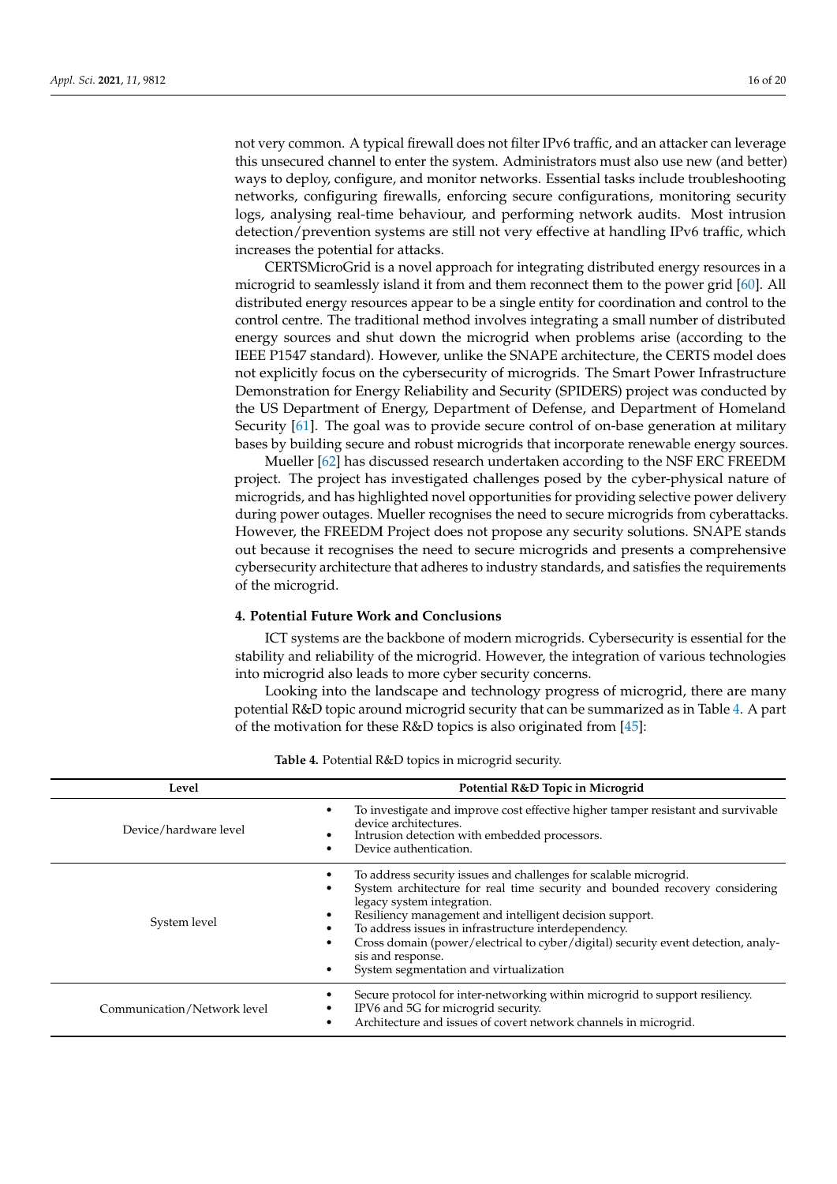not very common. A typical firewall does not filter IPv6 traffic, and an attacker can leverage this unsecured channel to enter the system. Administrators must also use new (and better) ways to deploy, configure, and monitor networks. Essential tasks include troubleshooting networks, configuring firewalls, enforcing secure configurations, monitoring security logs, analysing real-time behaviour, and performing network audits. Most intrusion detection/prevention systems are still not very effective at handling IPv6 traffic, which increases the potential for attacks.

CERTSMicroGrid is a novel approach for integrating distributed energy resources in a microgrid to seamlessly island it from and them reconnect them to the power grid [60]. All distributed energy resources appear to be a single entity for coordination and control to the control centre. The traditional method involves integrating a small number of distributed energy sources and shut down the microgrid when problems arise (according to the IEEE P1547 standard). However, unlike the SNAPE architecture, the CERTS model does not explicitly focus on the cybersecurity of microgrids. The Smart Power Infrastructure Demonstration for Energy Reliability and Security (SPIDERS) project was conducted by the US Department of Energy, Department of Defense, and Department of Homeland Security [61]. The goal was to provide secure control of on-base generation at military bases by building secure and robust microgrids that incorporate renewable energy sources.

Mueller [62] has discussed research undertaken according to the NSF ERC FREEDM project. The project has investigated challenges posed by the cyber-physical nature of microgrids, and has highlighted novel opportunities for providing selective power delivery during power outages. Mueller recognises the need to secure microgrids from cyberattacks. However, the FREEDM Project does not propose any security solutions. SNAPE stands out because it recognises the need to secure microgrids and presents a comprehensive cybersecurity architecture that adheres to industry standards, and satisfies the requirements of the microgrid.

## 4. Potential Future Work and Conclusions

ICT systems are the backbone of modern microgrids. Cybersecurity is essential for the stability and reliability of the microgrid. However, the integration of various technologies into microgrid also leads to more cyber security concerns.

Looking into the landscape and technology progress of microgrid, there are many potential R&D topic around microgrid security that can be summarized as in Table 4. A part of the motivation for these R&D topics is also originated from [45]:

**Table 4.** Potential R&D topics in microgrid security.

| Level | Potential R&D Topic in Microgrid |
| --- | --- |
| Device/hardware level | • To investigate and improve cost effective higher tamper resistant and survivable device architectures.<br>• Intrusion detection with embedded processors.<br>• Device authentication. |
| System level | • To address security issues and challenges for scalable microgrid.<br>• System architecture for real time security and bounded recovery considering legacy system integration.<br>• Resiliency management and intelligent decision support.<br>• To address issues in infrastructure interdependency.<br>• Cross domain (power/electrical to cyber/digital) security event detection, analysis and response.<br>• System segmentation and virtualization |
| Communication/Network level | • Secure protocol for inter-networking within microgrid to support resiliency.<br>• IPV6 and 5G for microgrid security.<br>• Architecture and issues of covert network channels in microgrid. |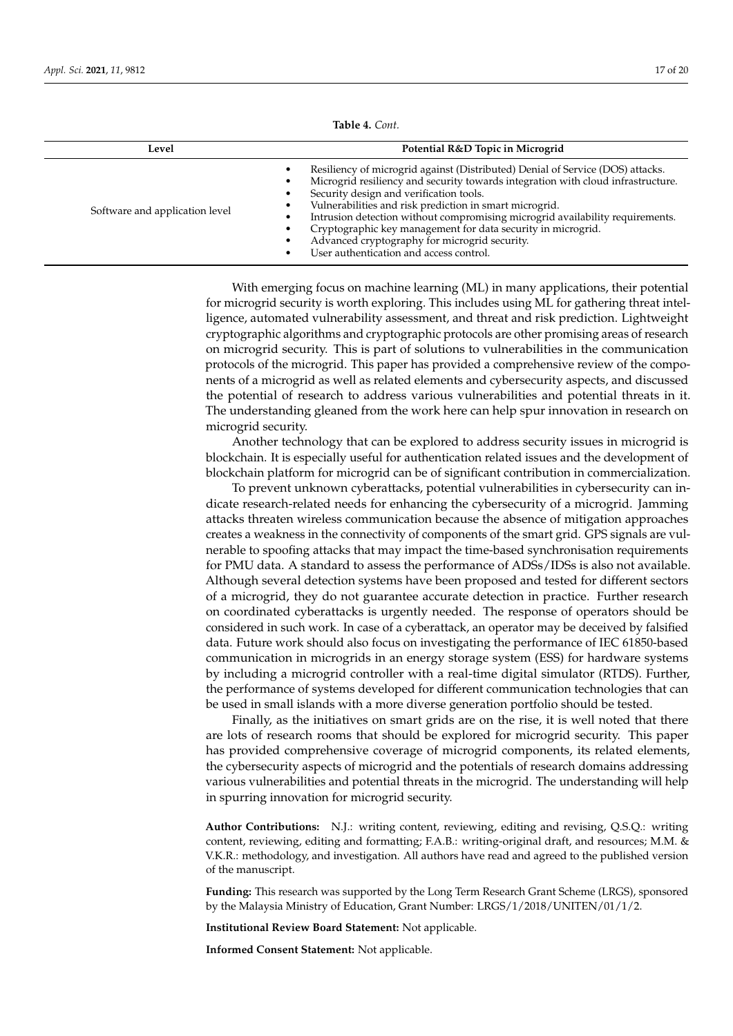**Table 4.** *Cont.*

| Level | Potential R&D Topic in Microgrid |
| --- | --- |
| Software and application level | • Resiliency of microgrid against (Distributed) Denial of Service (DOS) attacks.<br>• Microgrid resiliency and security towards integration with cloud infrastructure.<br>• Security design and verification tools.<br>• Vulnerabilities and risk prediction in smart microgrid.<br>• Intrusion detection without compromising microgrid availability requirements.<br>• Cryptographic key management for data security in microgrid.<br>• Advanced cryptography for microgrid security.<br>• User authentication and access control. |

With emerging focus on machine learning (ML) in many applications, their potential for microgrid security is worth exploring. This includes using ML for gathering threat intelligence, automated vulnerability assessment, and threat and risk prediction. Lightweight cryptographic algorithms and cryptographic protocols are other promising areas of research on microgrid security. This is part of solutions to vulnerabilities in the communication protocols of the microgrid. This paper has provided a comprehensive review of the components of a microgrid as well as related elements and cybersecurity aspects, and discussed the potential of research to address various vulnerabilities and potential threats in it. The understanding gleaned from the work here can help spur innovation in research on microgrid security.

Another technology that can be explored to address security issues in microgrid is blockchain. It is especially useful for authentication related issues and the development of blockchain platform for microgrid can be of significant contribution in commercialization.

To prevent unknown cyberattacks, potential vulnerabilities in cybersecurity can indicate research-related needs for enhancing the cybersecurity of a microgrid. Jamming attacks threaten wireless communication because the absence of mitigation approaches creates a weakness in the connectivity of components of the smart grid. GPS signals are vulnerable to spoofing attacks that may impact the time-based synchronisation requirements for PMU data. A standard to assess the performance of ADSs/IDSs is also not available. Although several detection systems have been proposed and tested for different sectors of a microgrid, they do not guarantee accurate detection in practice. Further research on coordinated cyberattacks is urgently needed. The response of operators should be considered in such work. In case of a cyberattack, an operator may be deceived by falsified data. Future work should also focus on investigating the performance of IEC 61850-based communication in microgrids in an energy storage system (ESS) for hardware systems by including a microgrid controller with a real-time digital simulator (RTDS). Further, the performance of systems developed for different communication technologies that can be used in small islands with a more diverse generation portfolio should be tested.

Finally, as the initiatives on smart grids are on the rise, it is well noted that there are lots of research rooms that should be explored for microgrid security. This paper has provided comprehensive coverage of microgrid components, its related elements, the cybersecurity aspects of microgrid and the potentials of research domains addressing various vulnerabilities and potential threats in the microgrid. The understanding will help in spurring innovation for microgrid security.

**Author Contributions:** N.J.: writing content, reviewing, editing and revising, Q.S.Q.: writing content, reviewing, editing and formatting; F.A.B.: writing-original draft, and resources; M.M. & V.K.R.: methodology, and investigation. All authors have read and agreed to the published version of the manuscript.

**Funding:** This research was supported by the Long Term Research Grant Scheme (LRGS), sponsored by the Malaysia Ministry of Education, Grant Number: LRGS/1/2018/UNITEN/01/1/2.

**Institutional Review Board Statement:** Not applicable.

**Informed Consent Statement:** Not applicable.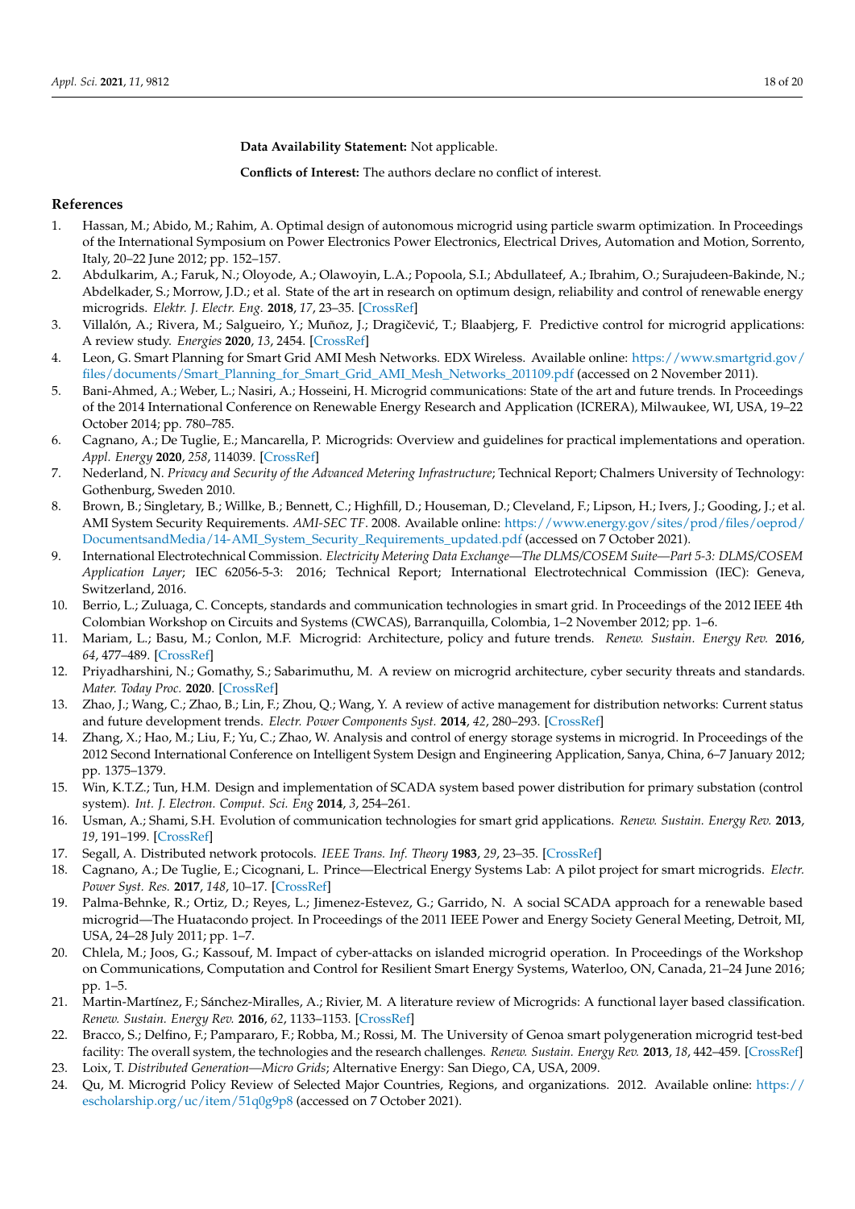**Data Availability Statement:** Not applicable.

**Conflicts of Interest:** The authors declare no conflict of interest.

## References

1. Hassan, M.; Abido, M.; Rahim, A. Optimal design of autonomous microgrid using particle swarm optimization. In Proceedings of the International Symposium on Power Electronics Power Electronics, Electrical Drives, Automation and Motion, Sorrento, Italy, 20–22 June 2012; pp. 152–157.
2. Abdulkarim, A.; Faruk, N.; Oloyode, A.; Olawoyin, L.A.; Popoola, S.I.; Abdullateef, A.; Ibrahim, O.; Surajudeen-Bakinde, N.; Abdelkader, S.; Morrow, J.D.; et al. State of the art in research on optimum design, reliability and control of renewable energy micrograms. *Elektr. J. Electr. Eng.* **2018**, *17*, 23–35. [CrossRef]
3. Villalón, A.; Rivera, M.; Salgueiro, Y.; Muñoz, J.; Dragičević, T.; Blaabjerg, F. Predictive control for microgrid applications: A review study. *Energies* **2020**, *13*, 2454. [CrossRef]
4. Leon, G. Smart Planning for Smart Grid AMI Mesh Networks. EDX Wireless. Available online: https://www.smartgrid.gov/files/documents/Smart_Planning_for_Smart_Grid_AMI_Mesh_Networks_201109.pdf (accessed on 2 November 2011).
5. Bani-Ahmed, A.; Weber, L.; Nasiri, A.; Hosseini, H. Microgrid communications: State of the art and future trends. In Proceedings of the 2014 International Conference on Renewable Energy Research and Application (ICRERA), Milwaukee, WI, USA, 19–22 October 2014; pp. 780–785.
6. Cagnano, A.; De Tuglie, E.; Mancarella, P. Microgrids: Overview and guidelines for practical implementations and operation. *Appl. Energy* **2020**, *258*, 114039. [CrossRef]
7. Nederland, N. *Privacy and Security of the Advanced Metering Infrastructure*; Technical Report; Chalmers University of Technology: Gothenburg, Sweden 2010.
8. Brown, B.; Singletary, B.; Willke, B.; Bennett, C.; Highfill, D.; Houseman, D.; Cleveland, F.; Lipson, H.; Ivers, J.; Gooding, J.; et al. AMI System Security Requirements. *AMI-SEC TF*. 2008. Available online: https://www.energy.gov/sites/prod/files/oeprod/DocumentsandMedia/14-AMI_System_Security_Requirements_updated.pdf (accessed on 7 October 2021).
9. International Electrotechnical Commission. *Electricity Metering Data Exchange—The DLMS/COSEM Suite—Part 5-3: DLMS/COSEM Application Layer*; IEC 62056-5-3: 2016; Technical Report; International Electrotechnical Commission (IEC): Geneva, Switzerland, 2016.
10. Berrio, L.; Zuluaga, C. Concepts, standards and communication technologies in smart grid. In Proceedings of the 2012 IEEE 4th Colombian Workshop on Circuits and Systems (CWCAS), Barranquilla, Colombia, 1–2 November 2012; pp. 1–6.
11. Mariam, L.; Basu, M.; Conlon, M.F. Microgrid: Architecture, policy and future trends. *Renew. Sustain. Energy Rev.* **2016**, *64*, 477–489. [CrossRef]
12. Priyadharshini, N.; Gomathy, S.; Sabarimuthu, M. A review on microgrid architecture, cyber security threats and standards. *Mater. Today Proc.* **2020**. [CrossRef]
13. Zhao, J.; Wang, C.; Zhao, B.; Lin, F.; Zhou, Q.; Wang, Y. A review of active management for distribution networks: Current status and future development trends. *Electr. Power Components Syst.* **2014**, *42*, 280–293. [CrossRef]
14. Zhang, X.; Hao, M.; Liu, F.; Yu, C.; Zhao, W. Analysis and control of energy storage systems in microgrid. In Proceedings of the 2012 Second International Conference on Intelligent System Design and Engineering Application, Sanya, China, 6–7 January 2012; pp. 1375–1379.
15. Win, K.T.Z.; Tun, H.M. Design and implementation of SCADA system based power distribution for primary substation (control system). *Int. J. Electron. Comput. Sci. Eng* **2014**, *3*, 254–261.
16. Usman, A.; Shami, S.H. Evolution of communication technologies for smart grid applications. *Renew. Sustain. Energy Rev.* **2013**, *19*, 191–199. [CrossRef]
17. Segall, A. Distributed network protocols. *IEEE Trans. Inf. Theory* **1983**, *29*, 23–35. [CrossRef]
18. Cagnano, A.; De Tuglie, E.; Cicognani, L. Prince—Electrical Energy Systems Lab: A pilot project for smart microgrids. *Electr. Power Syst. Res.* **2017**, *148*, 10–17. [CrossRef]
19. Palma-Behnke, R.; Ortiz, D.; Reyes, L.; Jimenez-Estevez, G.; Garrido, N. A social SCADA approach for a renewable based microgrid—The Huatacondo project. In Proceedings of the 2011 IEEE Power and Energy Society General Meeting, Detroit, MI, USA, 24–28 July 2011; pp. 1–7.
20. Chlela, M.; Joos, G.; Kassouf, M. Impact of cyber-attacks on islanded microgrid operation. In Proceedings of the Workshop on Communications, Computation and Control for Resilient Smart Energy Systems, Waterloo, ON, Canada, 21–24 June 2016; pp. 1–5.
21. Martin-Martínez, F.; Sánchez-Miralles, A.; Rivier, M. A literature review of Microgrids: A functional layer based classification. *Renew. Sustain. Energy Rev.* **2016**, *62*, 1133–1153. [CrossRef]
22. Bracco, S.; Delfino, F.; Pampararo, F.; Robba, M.; Rossi, M. The University of Genoa smart polygeneration microgrid test-bed facility: The overall system, the technologies and the research challenges. *Renew. Sustain. Energy Rev.* **2013**, *18*, 442–459. [CrossRef]
23. Loix, T. *Distributed Generation—Micro Grids*; Alternative Energy: San Diego, CA, USA, 2009.
24. Qu, M. Microgrid Policy Review of Selected Major Countries, Regions, and organizations. 2012. Available online: https://escholarship.org/uc/item/51q0g9p8 (accessed on 7 October 2021).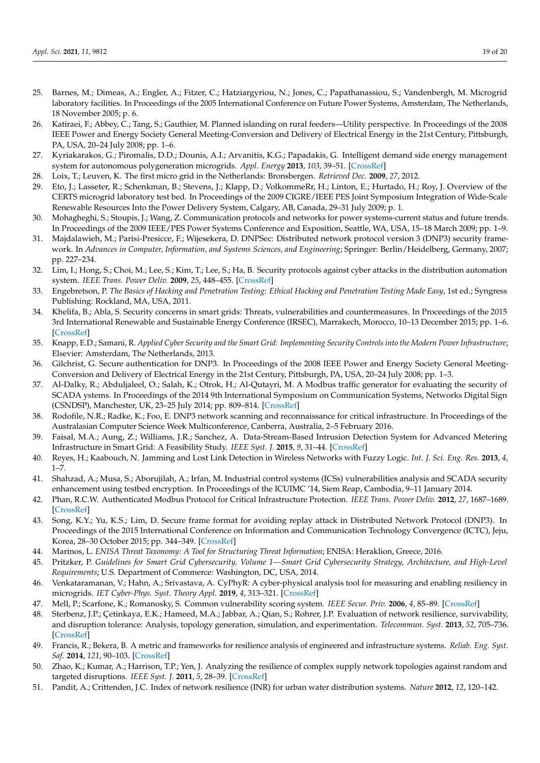25. Barnes, M.; Dimeas, A.; Engler, A.; Fitzer, C.; Hatziargyriou, N.; Jones, C.; Papathanassiou, S.; Vandenbergh, M. Microgrid laboratory facilities. In Proceedings of the 2005 International Conference on Future Power Systems, Amsterdam, The Netherlands, 18 November 2005; p. 6.
26. Katiraei, F.; Abbey, C.; Tang, S.; Gauthier, M. Planned islanding on rural feeders—Utility perspective. In Proceedings of the 2008 IEEE Power and Energy Society General Meeting-Conversion and Delivery of Electrical Energy in the 21st Century, Pittsburgh, PA, USA, 20–24 July 2008; pp. 1–6.
27. Kyriakarakos, G.; Piromalis, D.D.; Dounis, A.I.; Arvanitis, K.G.; Papadakis, G. Intelligent demand side energy management system for autonomous polygeneration microgrids. *Appl. Energy* **2013**, *103*, 39–51. [CrossRef]
28. Loix, T.; Leuven, K. The first micro grid in the Netherlands: Bronsbergen. *Retrieved Dec.* **2009**, *27*, 2012.
29. Eto, J.; Lasseter, R.; Schenkman, B.; Stevens, J.; Klapp, D.; VolkommeRr, H.; Linton, E.; Hurtado, H.; Roy, J. Overview of the CERTS microgrid laboratory test bed. In Proceedings of the 2009 CIGRE/IEEE PES Joint Symposium Integration of Wide-Scale Renewable Resources Into the Power Delivery System, Calgary, AB, Canada, 29–31 July 2009; p. 1.
30. Mohagheghi, S.; Stoupis, J.; Wang, Z. Communication protocols and networks for power systems-current status and future trends. In Proceedings of the 2009 IEEE/PES Power Systems Conference and Exposition, Seattle, WA, USA, 15–18 March 2009; pp. 1–9.
31. Majdalawieh, M.; Parisi-Presicce, F.; Wijesekera, D. DNPSec: Distributed network protocol version 3 (DNP3) security framework. In *Advances in Computer, Information, and Systems Sciences, and Engineering*; Springer: Berlin/Heidelberg, Germany, 2007; pp. 227–234.
32. Lim, I.; Hong, S.; Choi, M.; Lee, S.; Kim, T.; Lee, S.; Ha, B. Security protocols against cyber attacks in the distribution automation system. *IEEE Trans. Power Deliv.* **2009**, *25*, 448–455. [CrossRef]
33. Engebretson, P. *The Basics of Hacking and Penetration Testing: Ethical Hacking and Penetration Testing Made Easy*, 1st ed.; Syngress Publishing: Rockland, MA, USA, 2011.
34. Khelifa, B.; Abla, S. Security concerns in smart grids: Threats, vulnerabilities and countermeasures. In Proceedings of the 2015 3rd International Renewable and Sustainable Energy Conference (IRSEC), Marrakech, Morocco, 10–13 December 2015; pp. 1–6. [CrossRef]
35. Knapp, E.D.; Samani, R. *Applied Cyber Security and the Smart Grid: Implementing Security Controls into the Modern Power Infrastructure*; Elsevier: Amsterdam, The Netherlands, 2013.
36. Gilchrist, G. Secure authentication for DNP3. In Proceedings of the 2008 IEEE Power and Energy Society General Meeting-Conversion and Delivery of Electrical Energy in the 21st Century, Pittsburgh, PA, USA, 20–24 July 2008; pp. 1–3.
37. Al-Dalky, R.; Abduljaleel, O.; Salah, K.; Otrok, H.; Al-Qutayri, M. A Modbus traffic generator for evaluating the security of SCADA ystems. In Proceedings of the 2014 9th International Symposium on Communication Systems, Networks Digital Sign (CSNDSP), Manchester, UK, 23–25 July 2014; pp. 809–814. [CrossRef]
38. Rodofile, N.R.; Radke, K.; Foo, E. DNP3 network scanning and reconnaissance for critical infrastructure. In Proceedings of the Australasian Computer Science Week Multiconference, Canberra, Australia, 2–5 February 2016.
39. Faisal, M.A.; Aung, Z.; Williams, J.R.; Sanchez, A. Data-Stream-Based Intrusion Detection System for Advanced Metering Infrastructure in Smart Grid: A Feasibility Study. *IEEE Syst. J.* **2015**, *9*, 31–44. [CrossRef]
40. Reyes, H.; Kaabouch, N. Jamming and Lost Link Detection in Wireless Networks with Fuzzy Logic. *Int. J. Sci. Eng. Res.* **2013**, *4*, 1–7.
41. Shahzad, A.; Musa, S.; Aborujilah, A.; Irfan, M. Industrial control systems (ICSs) vulnerabilities analysis and SCADA security enhancement using testbed encryption. In Proceedings of the ICUIMC '14, Siem Reap, Cambodia, 9–11 January 2014.
42. Phan, R.C.W. Authenticated Modbus Protocol for Critical Infrastructure Protection. *IEEE Trans. Power Deliv.* **2012**, *27*, 1687–1689. [CrossRef]
43. Song, K.Y.; Yu, K.S.; Lim, D. Secure frame format for avoiding replay attack in Distributed Network Protocol (DNP3). In Proceedings of the 2015 International Conference on Information and Communication Technology Convergence (ICTC), Jeju, Korea, 28–30 October 2015; pp. 344–349. [CrossRef]
44. Marinos, L. *ENISA Threat Taxonomy: A Tool for Structuring Threat Information*; ENISA: Heraklion, Greece, 2016.
45. Pritzker, P. *Guidelines for Smart Grid Cybersecurity, Volume 1—Smart Grid Cybersecurity Strategy, Architecture, and High-Level Requirements*; U.S. Department of Commerce: Washington, DC, USA, 2014.
46. Venkataramanan, V.; Hahn, A.; Srivastava, A. CyPhyR: A cyber-physical analysis tool for measuring and enabling resiliency in microgrids. *IET Cyber-Phys. Syst. Theory Appl.* **2019**, *4*, 313–321. [CrossRef]
47. Mell, P.; Scarfone, K.; Romanosky, S. Common vulnerability scoring system. *IEEE Secur. Priv.* **2006**, *4*, 85–89. [CrossRef]
48. Sterbenz, J.P.; Çetinkaya, E.K.; Hameed, M.A.; Jabbar, A.; Qian, S.; Rohrer, J.P. Evaluation of network resilience, survivability, and disruption tolerance: Analysis, topology generation, simulation, and experimentation. *Telecommun. Syst.* **2013**, *52*, 705–736. [CrossRef]
49. Francis, R.; Bekera, B. A metric and frameworks for resilience analysis of engineered and infrastructure systems. *Reliab. Eng. Syst. Saf.* **2014**, *121*, 90–103. [CrossRef]
50. Zhao, K.; Kumar, A.; Harrison, T.P.; Yen, J. Analyzing the resilience of complex supply network topologies against random and targeted disruptions. *IEEE Syst. J.* **2011**, *5*, 28–39. [CrossRef]
51. Pandit, A.; Crittenden, J.C. Index of network resilience (INR) for urban water distribution systems. *Nature* **2012**, *12*, 120–142.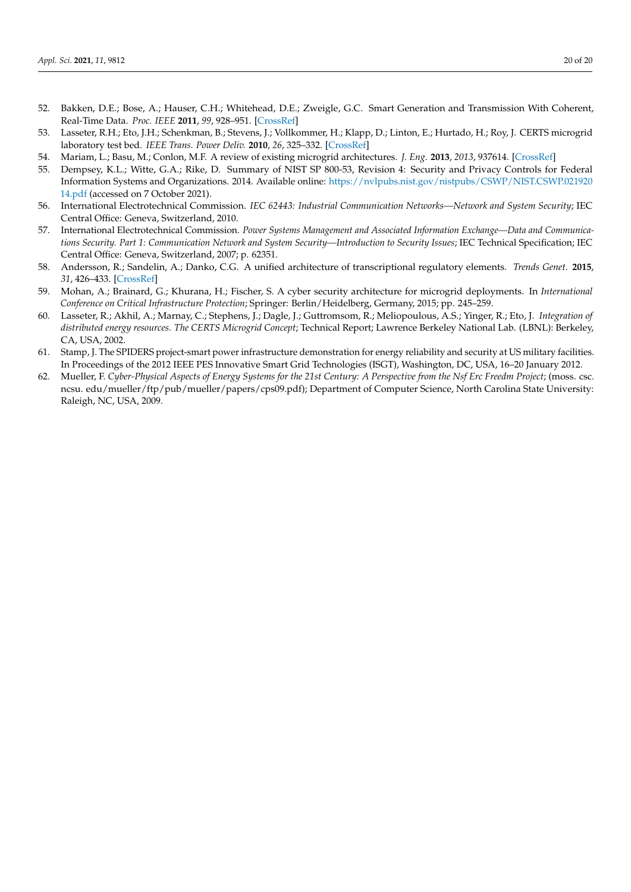52. Bakken, D.E.; Bose, A.; Hauser, C.H.; Whitehead, D.E.; Zweigle, G.C. Smart Generation and Transmission With Coherent, Real-Time Data. *Proc. IEEE* **2011**, *99*, 928–951. [CrossRef]
53. Lasseter, R.H.; Eto, J.H.; Schenkman, B.; Stevens, J.; Vollkommer, H.; Klapp, D.; Linton, E.; Hurtado, H.; Roy, J. CERTS microgrid laboratory test bed. *IEEE Trans. Power Deliv.* **2010**, *26*, 325–332. [CrossRef]
54. Mariam, L.; Basu, M.; Conlon, M.F. A review of existing microgrid architectures. *J. Eng.* **2013**, *2013*, 937614. [CrossRef]
55. Dempsey, K.L.; Witte, G.A.; Rike, D. Summary of NIST SP 800-53, Revision 4: Security and Privacy Controls for Federal Information Systems and Organizations. 2014. Available online: https://nvlpubs.nist.gov/nistpubs/CSWP/NIST.CSWP.02192014.pdf (accessed on 7 October 2021).
56. International Electrotechnical Commission. *IEC 62443: Industrial Communication Networks—Network and System Security*; IEC Central Office: Geneva, Switzerland, 2010.
57. International Electrotechnical Commission. *Power Systems Management and Associated Information Exchange—Data and Communications Security. Part 1: Communication Network and System Security—Introduction to Security Issues*; IEC Technical Specification; IEC Central Office: Geneva, Switzerland, 2007; p. 62351.
58. Andersson, R.; Sandelin, A.; Danko, C.G. A unified architecture of transcriptional regulatory elements. *Trends Genet.* **2015**, *31*, 426–433. [CrossRef]
59. Mohan, A.; Brainard, G.; Khurana, H.; Fischer, S. A cyber security architecture for microgrid deployments. In *International Conference on Critical Infrastructure Protection*; Springer: Berlin/Heidelberg, Germany, 2015; pp. 245–259.
60. Lasseter, R.; Akhil, A.; Marnay, C.; Stephens, J.; Dagle, J.; Guttromsom, R.; Meliopoulous, A.S.; Yinger, R.; Eto, J. *Integration of distributed energy resources. The CERTS Microgrid Concept*; Technical Report; Lawrence Berkeley National Lab. (LBNL): Berkeley, CA, USA, 2002.
61. Stamp, J. The SPIDERS project-smart power infrastructure demonstration for energy reliability and security at US military facilities. In Proceedings of the 2012 IEEE PES Innovative Smart Grid Technologies (ISGT), Washington, DC, USA, 16–20 January 2012.
62. Mueller, F. *Cyber-Physical Aspects of Energy Systems for the 21st Century: A Perspective from the Nsf Erc Freedm Project*; (moss. csc. ncsu. edu/mueller/ftp/pub/mueller/papers/cps09.pdf); Department of Computer Science, North Carolina State University: Raleigh, NC, USA, 2009.